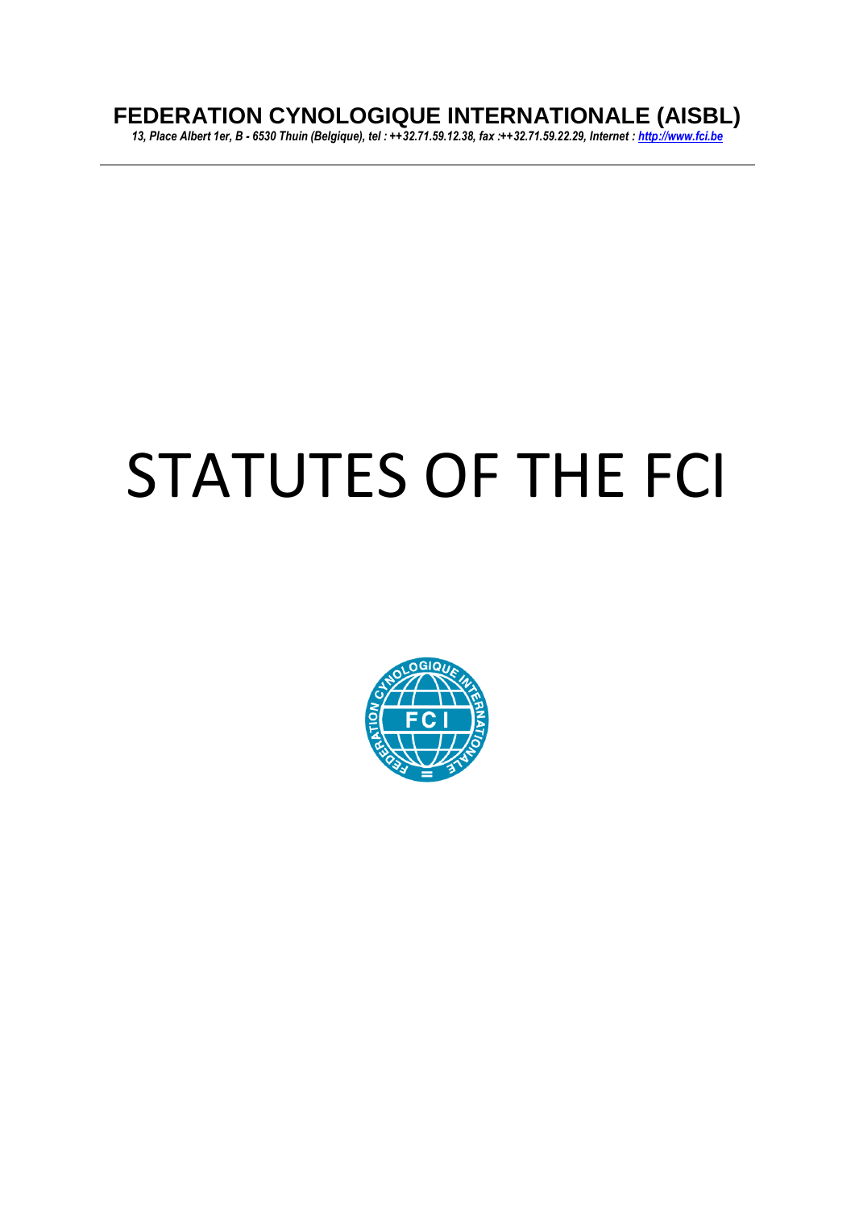**FEDERATION CYNOLOGIQUE INTERNATIONALE (AISBL)**

*13, Place Albert 1er, B - 6530 Thuin (Belgique), tel : ++32.71.59.12.38, fax :++32.71.59.22.29, Internet : http://www.fci.be*

---

# STATUTES OF THE FCI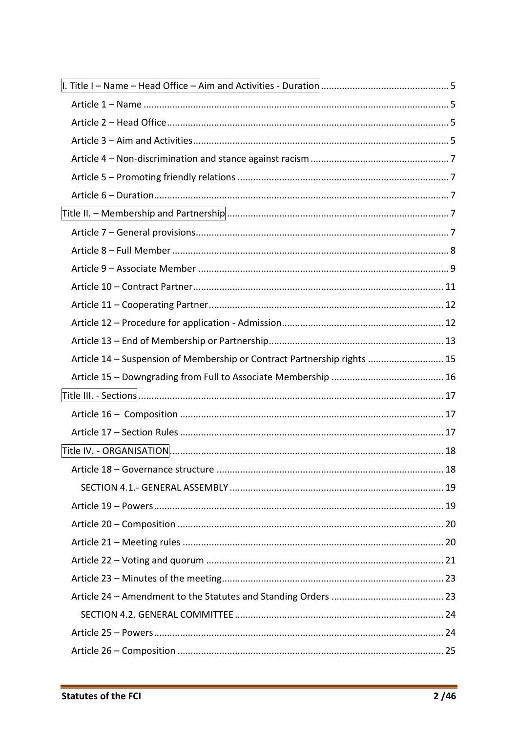I. Title I – Name – Head Office – Aim and Activities - Duration ............ 5

- Article 1 – Name ............ 5
- Article 2 – Head Office ............ 5
- Article 3 – Aim and Activities ............ 5
- Article 4 – Non-discrimination and stance against racism ............ 7
- Article 5 – Promoting friendly relations ............ 7
- Article 6 – Duration ............ 7

Title II. – Membership and Partnership ............ 7

- Article 7 – General provisions ............ 7
- Article 8 – Full Member ............ 8
- Article 9 – Associate Member ............ 9
- Article 10 – Contract Partner ............ 11
- Article 11 – Cooperating Partner ............ 12
- Article 12 – Procedure for application - Admission ............ 12
- Article 13 – End of Membership or Partnership ............ 13
- Article 14 – Suspension of Membership or Contract Partnership rights ............ 15
- Article 15 – Downgrading from Full to Associate Membership ............ 16

Title III. - Sections ............ 17

- Article 16 – Composition ............ 17
- Article 17 – Section Rules ............ 17

Title IV. - ORGANISATION ............ 18

- Article 18 – Governance structure ............ 18
  - SECTION 4.1.- GENERAL ASSEMBLY ............ 19
- Article 19 – Powers ............ 19
- Article 20 – Composition ............ 20
- Article 21 – Meeting rules ............ 20
- Article 22 – Voting and quorum ............ 21
- Article 23 – Minutes of the meeting ............ 23
- Article 24 – Amendment to the Statutes and Standing Orders ............ 23
  - SECTION 4.2. GENERAL COMMITTEE ............ 24
- Article 25 – Powers ............ 24
- Article 26 – Composition ............ 25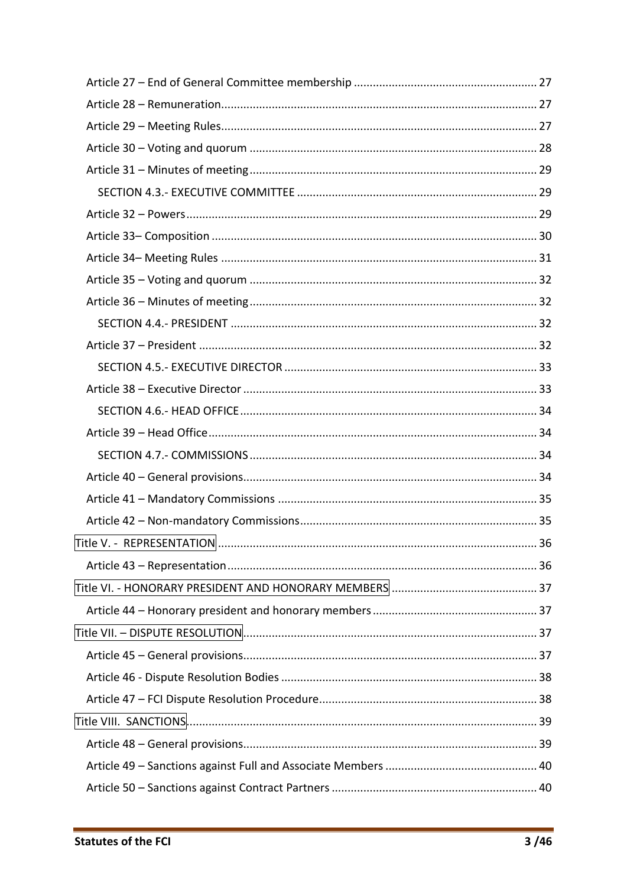Article 27 – End of General Committee membership .......... 27
Article 28 – Remuneration .......... 27
Article 29 – Meeting Rules .......... 27
Article 30 – Voting and quorum .......... 28
Article 31 – Minutes of meeting .......... 29
SECTION 4.3.- EXECUTIVE COMMITTEE .......... 29
Article 32 – Powers .......... 29
Article 33– Composition .......... 30
Article 34– Meeting Rules .......... 31
Article 35 – Voting and quorum .......... 32
Article 36 – Minutes of meeting .......... 32
SECTION 4.4.- PRESIDENT .......... 32
Article 37 – President .......... 32
SECTION 4.5.- EXECUTIVE DIRECTOR .......... 33
Article 38 – Executive Director .......... 33
SECTION 4.6.- HEAD OFFICE .......... 34
Article 39 – Head Office .......... 34
SECTION 4.7.- COMMISSIONS .......... 34
Article 40 – General provisions .......... 34
Article 41 – Mandatory Commissions .......... 35
Article 42 – Non-mandatory Commissions .......... 35
Title V. - REPRESENTATION .......... 36
Article 43 – Representation .......... 36
Title VI. - HONORARY PRESIDENT AND HONORARY MEMBERS .......... 37
Article 44 – Honorary president and honorary members .......... 37
Title VII. – DISPUTE RESOLUTION .......... 37
Article 45 – General provisions .......... 37
Article 46 - Dispute Resolution Bodies .......... 38
Article 47 – FCI Dispute Resolution Procedure .......... 38
Title VIII. SANCTIONS .......... 39
Article 48 – General provisions .......... 39
Article 49 – Sanctions against Full and Associate Members .......... 40
Article 50 – Sanctions against Contract Partners .......... 40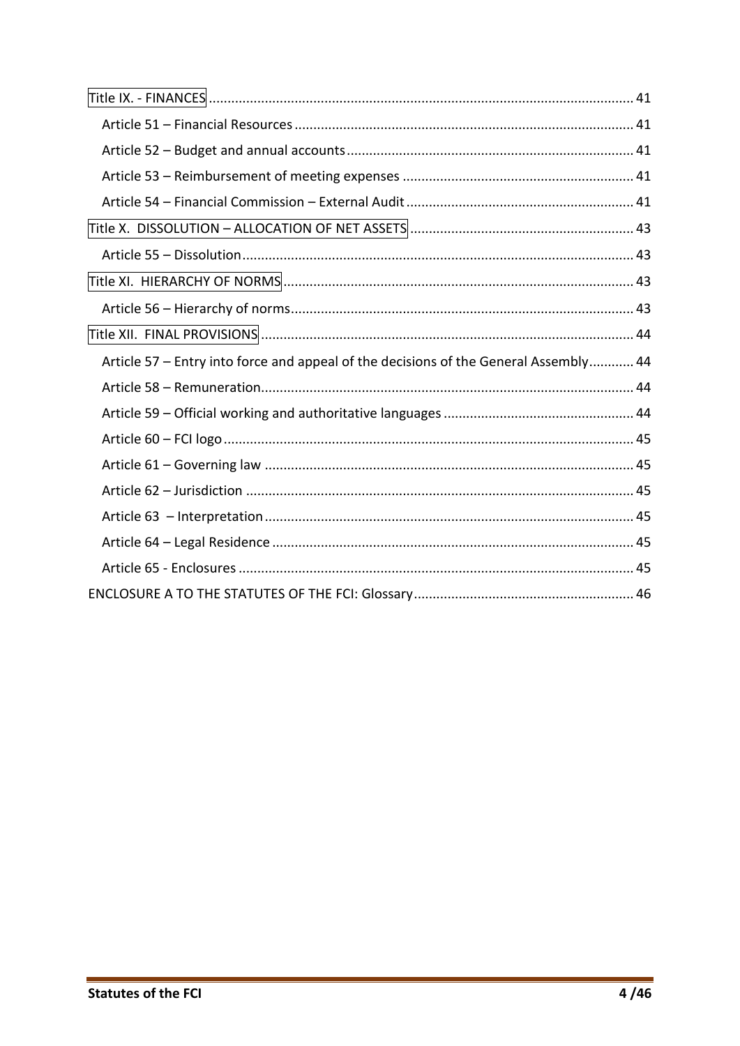Title IX. - FINANCES .......... 41

- Article 51 – Financial Resources .......... 41
- Article 52 – Budget and annual accounts .......... 41
- Article 53 – Reimbursement of meeting expenses .......... 41
- Article 54 – Financial Commission – External Audit .......... 41

Title X. DISSOLUTION – ALLOCATION OF NET ASSETS .......... 43

- Article 55 – Dissolution .......... 43

Title XI. HIERARCHY OF NORMS .......... 43

- Article 56 – Hierarchy of norms .......... 43

Title XII. FINAL PROVISIONS .......... 44

- Article 57 – Entry into force and appeal of the decisions of the General Assembly .......... 44
- Article 58 – Remuneration .......... 44
- Article 59 – Official working and authoritative languages .......... 44
- Article 60 – FCI logo .......... 45
- Article 61 – Governing law .......... 45
- Article 62 – Jurisdiction .......... 45
- Article 63 – Interpretation .......... 45
- Article 64 – Legal Residence .......... 45
- Article 65 - Enclosures .......... 45

ENCLOSURE A TO THE STATUTES OF THE FCI: Glossary .......... 46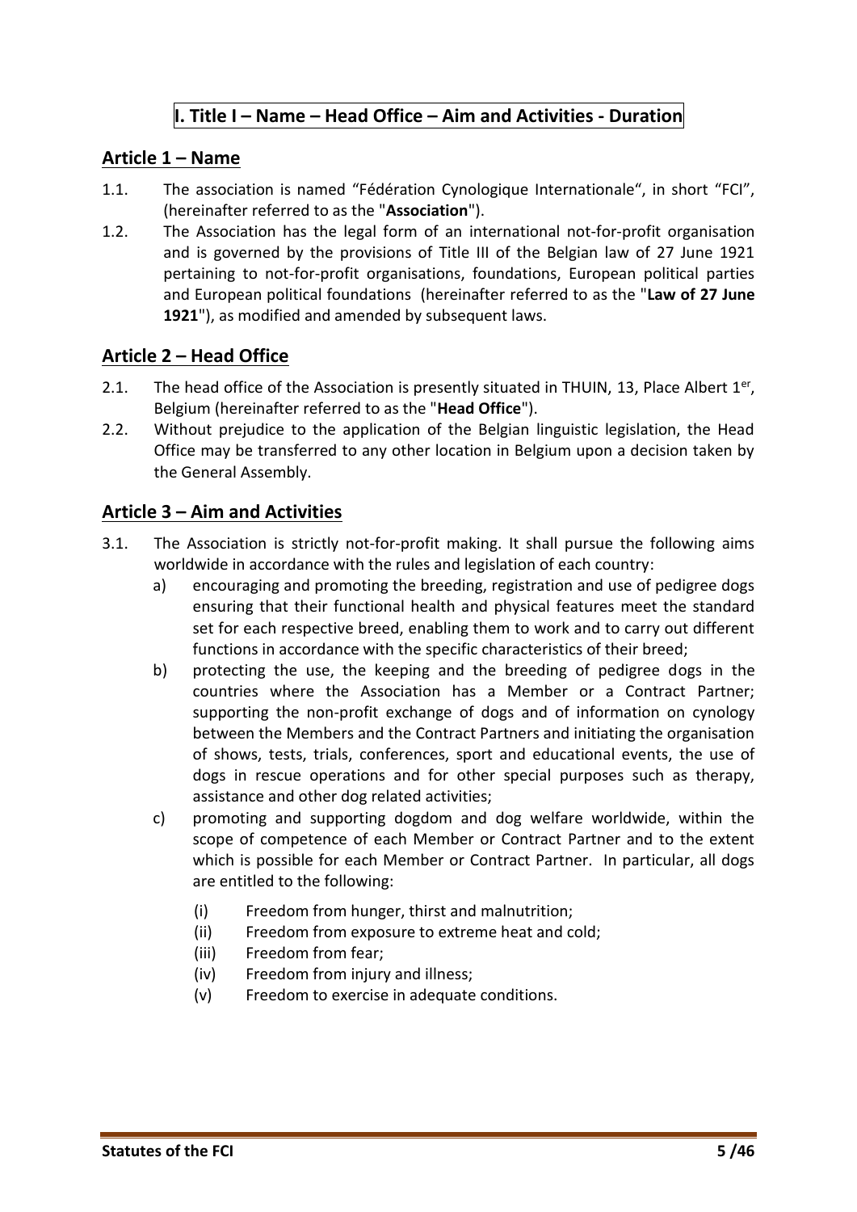# I. Title I – Name – Head Office – Aim and Activities - Duration

## Article 1 – Name

1.1. The association is named "Fédération Cynologique Internationale", in short "FCI", (hereinafter referred to as the "**Association**").

1.2. The Association has the legal form of an international not-for-profit organisation and is governed by the provisions of Title III of the Belgian law of 27 June 1921 pertaining to not-for-profit organisations, foundations, European political parties and European political foundations (hereinafter referred to as the "**Law of 27 June 1921**"), as modified and amended by subsequent laws.

## Article 2 – Head Office

2.1. The head office of the Association is presently situated in THUIN, 13, Place Albert 1er, Belgium (hereinafter referred to as the "**Head Office**").

2.2. Without prejudice to the application of the Belgian linguistic legislation, the Head Office may be transferred to any other location in Belgium upon a decision taken by the General Assembly.

## Article 3 – Aim and Activities

3.1. The Association is strictly not-for-profit making. It shall pursue the following aims worldwide in accordance with the rules and legislation of each country:

a) encouraging and promoting the breeding, registration and use of pedigree dogs ensuring that their functional health and physical features meet the standard set for each respective breed, enabling them to work and to carry out different functions in accordance with the specific characteristics of their breed;

b) protecting the use, the keeping and the breeding of pedigree dogs in the countries where the Association has a Member or a Contract Partner; supporting the non-profit exchange of dogs and of information on cynology between the Members and the Contract Partners and initiating the organisation of shows, tests, trials, conferences, sport and educational events, the use of dogs in rescue operations and for other special purposes such as therapy, assistance and other dog related activities;

c) promoting and supporting dogdom and dog welfare worldwide, within the scope of competence of each Member or Contract Partner and to the extent which is possible for each Member or Contract Partner. In particular, all dogs are entitled to the following:

   (i) Freedom from hunger, thirst and malnutrition;
   (ii) Freedom from exposure to extreme heat and cold;
   (iii) Freedom from fear;
   (iv) Freedom from injury and illness;
   (v) Freedom to exercise in adequate conditions.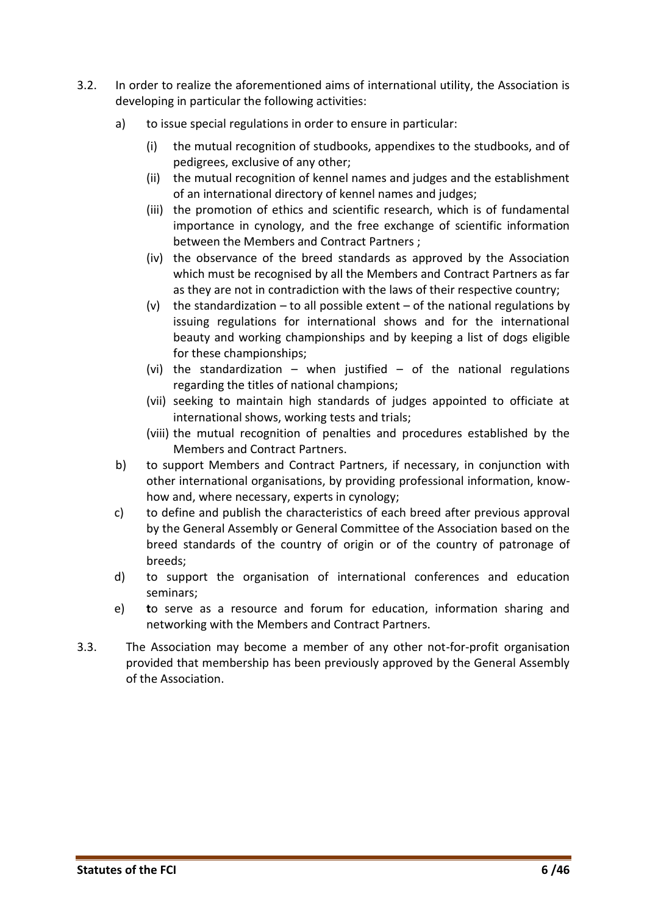3.2. In order to realize the aforementioned aims of international utility, the Association is developing in particular the following activities:

a) to issue special regulations in order to ensure in particular:

   (i) the mutual recognition of studbooks, appendixes to the studbooks, and of pedigrees, exclusive of any other;
   
   (ii) the mutual recognition of kennel names and judges and the establishment of an international directory of kennel names and judges;
   
   (iii) the promotion of ethics and scientific research, which is of fundamental importance in cynology, and the free exchange of scientific information between the Members and Contract Partners ;
   
   (iv) the observance of the breed standards as approved by the Association which must be recognised by all the Members and Contract Partners as far as they are not in contradiction with the laws of their respective country;
   
   (v) the standardization – to all possible extent – of the national regulations by issuing regulations for international shows and for the international beauty and working championships and by keeping a list of dogs eligible for these championships;
   
   (vi) the standardization – when justified – of the national regulations regarding the titles of national champions;
   
   (vii) seeking to maintain high standards of judges appointed to officiate at international shows, working tests and trials;
   
   (viii) the mutual recognition of penalties and procedures established by the Members and Contract Partners.

b) to support Members and Contract Partners, if necessary, in conjunction with other international organisations, by providing professional information, know-how and, where necessary, experts in cynology;

c) to define and publish the characteristics of each breed after previous approval by the General Assembly or General Committee of the Association based on the breed standards of the country of origin or of the country of patronage of breeds;

d) to support the organisation of international conferences and education seminars;

e) **t**o serve as a resource and forum for education, information sharing and networking with the Members and Contract Partners.

3.3. The Association may become a member of any other not-for-profit organisation provided that membership has been previously approved by the General Assembly of the Association.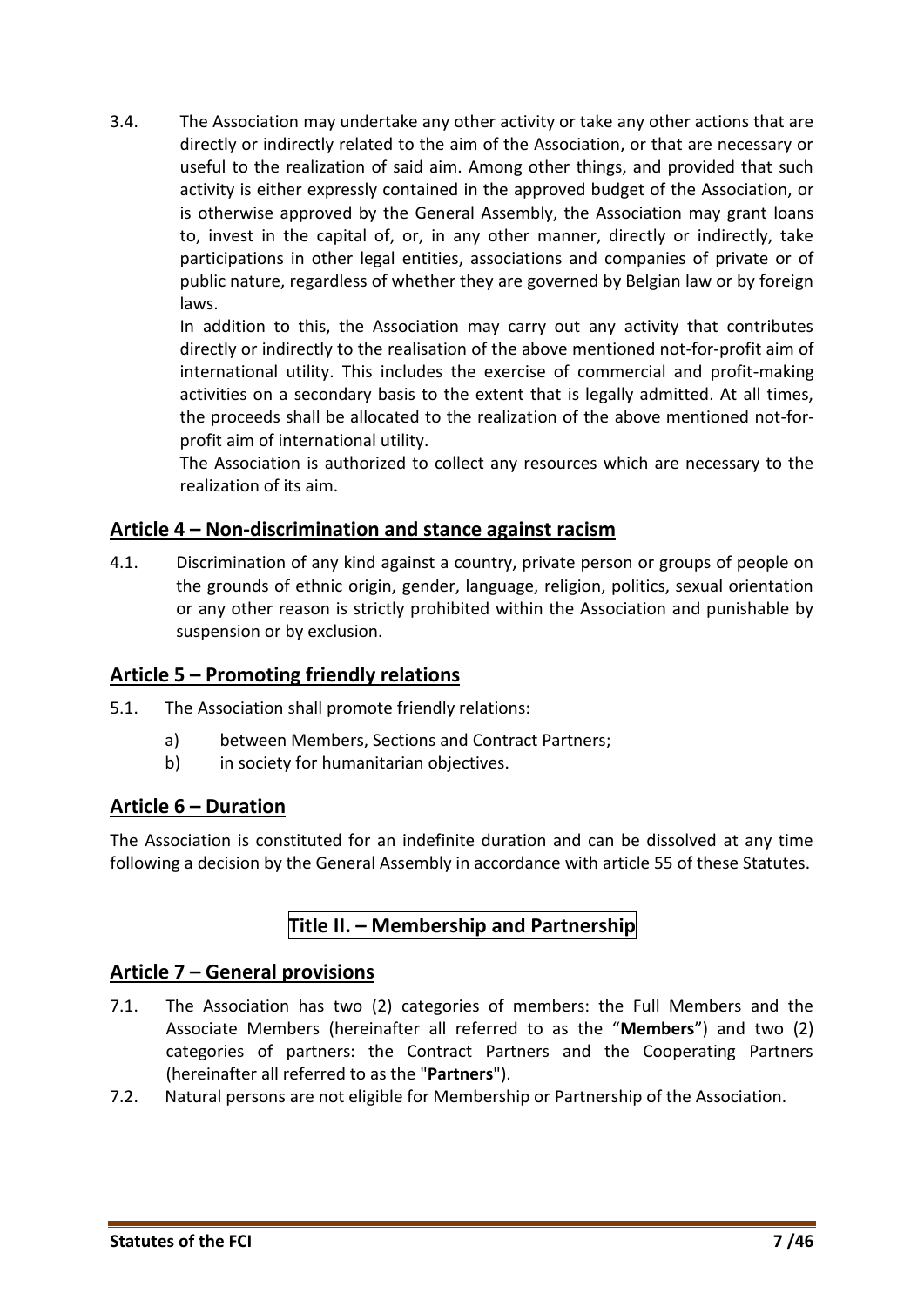3.4. The Association may undertake any other activity or take any other actions that are directly or indirectly related to the aim of the Association, or that are necessary or useful to the realization of said aim. Among other things, and provided that such activity is either expressly contained in the approved budget of the Association, or is otherwise approved by the General Assembly, the Association may grant loans to, invest in the capital of, or, in any other manner, directly or indirectly, take participations in other legal entities, associations and companies of private or of public nature, regardless of whether they are governed by Belgian law or by foreign laws.

In addition to this, the Association may carry out any activity that contributes directly or indirectly to the realisation of the above mentioned not-for-profit aim of international utility. This includes the exercise of commercial and profit-making activities on a secondary basis to the extent that is legally admitted. At all times, the proceeds shall be allocated to the realization of the above mentioned not-for-profit aim of international utility.

The Association is authorized to collect any resources which are necessary to the realization of its aim.

## Article 4 – Non-discrimination and stance against racism

4.1. Discrimination of any kind against a country, private person or groups of people on the grounds of ethnic origin, gender, language, religion, politics, sexual orientation or any other reason is strictly prohibited within the Association and punishable by suspension or by exclusion.

## Article 5 – Promoting friendly relations

5.1. The Association shall promote friendly relations:

a) between Members, Sections and Contract Partners;
b) in society for humanitarian objectives.

## Article 6 – Duration

The Association is constituted for an indefinite duration and can be dissolved at any time following a decision by the General Assembly in accordance with article 55 of these Statutes.

# Title II. – Membership and Partnership

## Article 7 – General provisions

7.1. The Association has two (2) categories of members: the Full Members and the Associate Members (hereinafter all referred to as the "**Members**") and two (2) categories of partners: the Contract Partners and the Cooperating Partners (hereinafter all referred to as the "**Partners**").

7.2. Natural persons are not eligible for Membership or Partnership of the Association.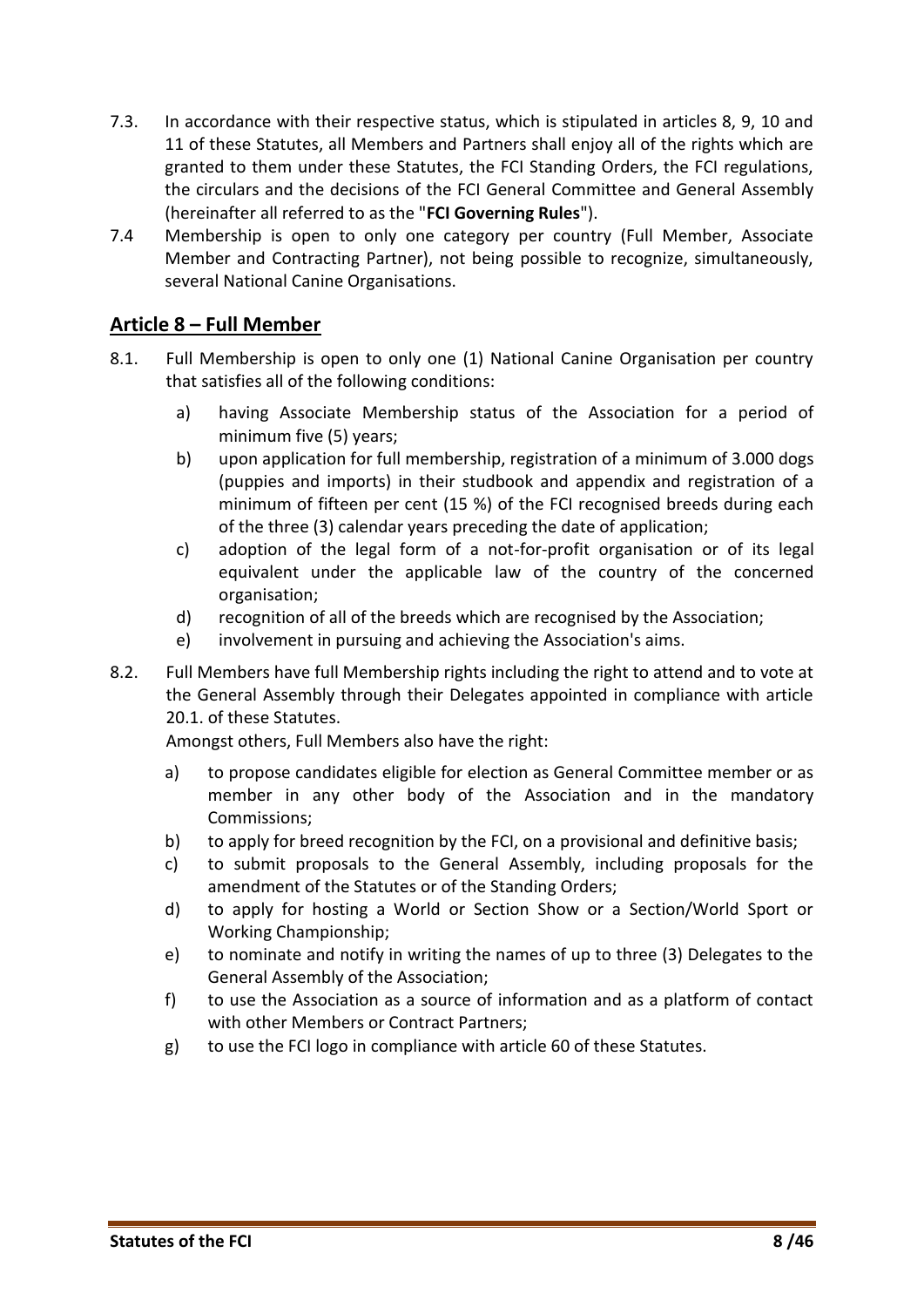7.3. In accordance with their respective status, which is stipulated in articles 8, 9, 10 and 11 of these Statutes, all Members and Partners shall enjoy all of the rights which are granted to them under these Statutes, the FCI Standing Orders, the FCI regulations, the circulars and the decisions of the FCI General Committee and General Assembly (hereinafter all referred to as the "**FCI Governing Rules**").

7.4 Membership is open to only one category per country (Full Member, Associate Member and Contracting Partner), not being possible to recognize, simultaneously, several National Canine Organisations.

## Article 8 – Full Member

8.1. Full Membership is open to only one (1) National Canine Organisation per country that satisfies all of the following conditions:

a) having Associate Membership status of the Association for a period of minimum five (5) years;

b) upon application for full membership, registration of a minimum of 3.000 dogs (puppies and imports) in their studbook and appendix and registration of a minimum of fifteen per cent (15 %) of the FCI recognised breeds during each of the three (3) calendar years preceding the date of application;

c) adoption of the legal form of a not-for-profit organisation or of its legal equivalent under the applicable law of the country of the concerned organisation;

d) recognition of all of the breeds which are recognised by the Association;

e) involvement in pursuing and achieving the Association's aims.

8.2. Full Members have full Membership rights including the right to attend and to vote at the General Assembly through their Delegates appointed in compliance with article 20.1. of these Statutes.

Amongst others, Full Members also have the right:

a) to propose candidates eligible for election as General Committee member or as member in any other body of the Association and in the mandatory Commissions;

b) to apply for breed recognition by the FCI, on a provisional and definitive basis;

c) to submit proposals to the General Assembly, including proposals for the amendment of the Statutes or of the Standing Orders;

d) to apply for hosting a World or Section Show or a Section/World Sport or Working Championship;

e) to nominate and notify in writing the names of up to three (3) Delegates to the General Assembly of the Association;

f) to use the Association as a source of information and as a platform of contact with other Members or Contract Partners;

g) to use the FCI logo in compliance with article 60 of these Statutes.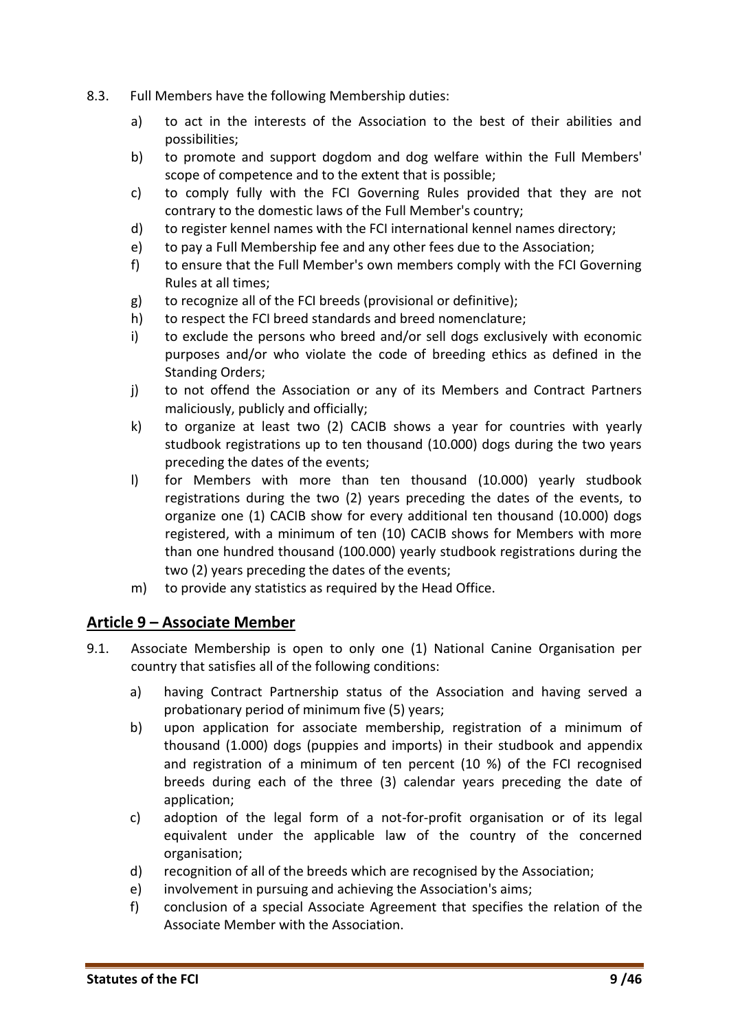8.3. Full Members have the following Membership duties:

a) to act in the interests of the Association to the best of their abilities and possibilities;
b) to promote and support dogdom and dog welfare within the Full Members' scope of competence and to the extent that is possible;
c) to comply fully with the FCI Governing Rules provided that they are not contrary to the domestic laws of the Full Member's country;
d) to register kennel names with the FCI international kennel names directory;
e) to pay a Full Membership fee and any other fees due to the Association;
f) to ensure that the Full Member's own members comply with the FCI Governing Rules at all times;
g) to recognize all of the FCI breeds (provisional or definitive);
h) to respect the FCI breed standards and breed nomenclature;
i) to exclude the persons who breed and/or sell dogs exclusively with economic purposes and/or who violate the code of breeding ethics as defined in the Standing Orders;
j) to not offend the Association or any of its Members and Contract Partners maliciously, publicly and officially;
k) to organize at least two (2) CACIB shows a year for countries with yearly studbook registrations up to ten thousand (10.000) dogs during the two years preceding the dates of the events;
l) for Members with more than ten thousand (10.000) yearly studbook registrations during the two (2) years preceding the dates of the events, to organize one (1) CACIB show for every additional ten thousand (10.000) dogs registered, with a minimum of ten (10) CACIB shows for Members with more than one hundred thousand (100.000) yearly studbook registrations during the two (2) years preceding the dates of the events;
m) to provide any statistics as required by the Head Office.

## Article 9 – Associate Member

9.1. Associate Membership is open to only one (1) National Canine Organisation per country that satisfies all of the following conditions:

a) having Contract Partnership status of the Association and having served a probationary period of minimum five (5) years;
b) upon application for associate membership, registration of a minimum of thousand (1.000) dogs (puppies and imports) in their studbook and appendix and registration of a minimum of ten percent (10 %) of the FCI recognised breeds during each of the three (3) calendar years preceding the date of application;
c) adoption of the legal form of a not-for-profit organisation or of its legal equivalent under the applicable law of the country of the concerned organisation;
d) recognition of all of the breeds which are recognised by the Association;
e) involvement in pursuing and achieving the Association's aims;
f) conclusion of a special Associate Agreement that specifies the relation of the Associate Member with the Association.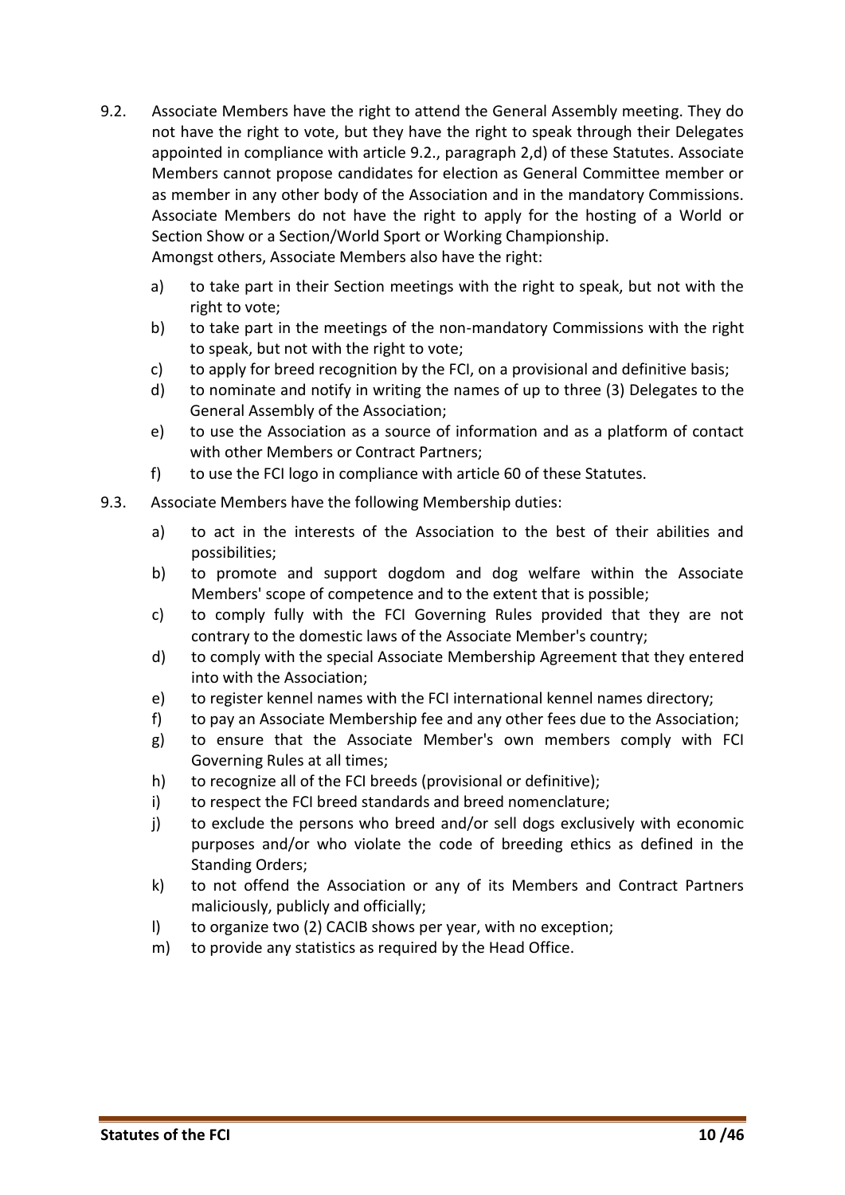9.2. Associate Members have the right to attend the General Assembly meeting. They do not have the right to vote, but they have the right to speak through their Delegates appointed in compliance with article 9.2., paragraph 2,d) of these Statutes. Associate Members cannot propose candidates for election as General Committee member or as member in any other body of the Association and in the mandatory Commissions. Associate Members do not have the right to apply for the hosting of a World or Section Show or a Section/World Sport or Working Championship.
Amongst others, Associate Members also have the right:

a) to take part in their Section meetings with the right to speak, but not with the right to vote;
b) to take part in the meetings of the non-mandatory Commissions with the right to speak, but not with the right to vote;
c) to apply for breed recognition by the FCI, on a provisional and definitive basis;
d) to nominate and notify in writing the names of up to three (3) Delegates to the General Assembly of the Association;
e) to use the Association as a source of information and as a platform of contact with other Members or Contract Partners;
f) to use the FCI logo in compliance with article 60 of these Statutes.

9.3. Associate Members have the following Membership duties:

a) to act in the interests of the Association to the best of their abilities and possibilities;
b) to promote and support dogdom and dog welfare within the Associate Members' scope of competence and to the extent that is possible;
c) to comply fully with the FCI Governing Rules provided that they are not contrary to the domestic laws of the Associate Member's country;
d) to comply with the special Associate Membership Agreement that they entered into with the Association;
e) to register kennel names with the FCI international kennel names directory;
f) to pay an Associate Membership fee and any other fees due to the Association;
g) to ensure that the Associate Member's own members comply with FCI Governing Rules at all times;
h) to recognize all of the FCI breeds (provisional or definitive);
i) to respect the FCI breed standards and breed nomenclature;
j) to exclude the persons who breed and/or sell dogs exclusively with economic purposes and/or who violate the code of breeding ethics as defined in the Standing Orders;
k) to not offend the Association or any of its Members and Contract Partners maliciously, publicly and officially;
l) to organize two (2) CACIB shows per year, with no exception;
m) to provide any statistics as required by the Head Office.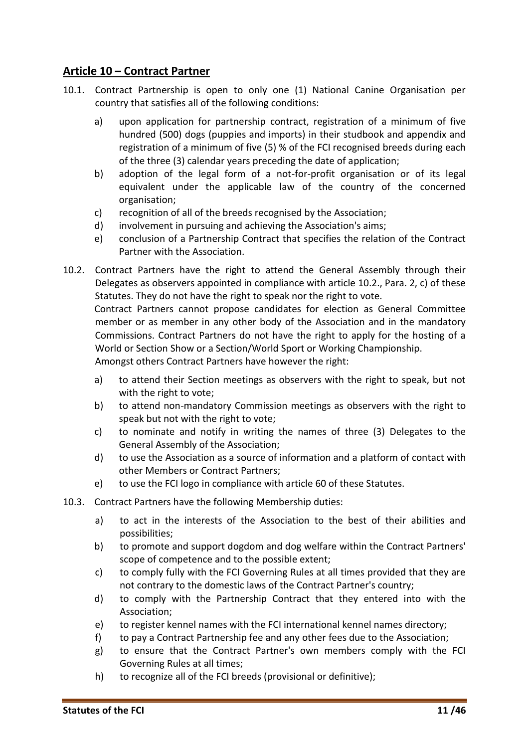## Article 10 – Contract Partner

10.1. Contract Partnership is open to only one (1) National Canine Organisation per country that satisfies all of the following conditions:

   a) upon application for partnership contract, registration of a minimum of five hundred (500) dogs (puppies and imports) in their studbook and appendix and registration of a minimum of five (5) % of the FCI recognised breeds during each of the three (3) calendar years preceding the date of application;
   b) adoption of the legal form of a not-for-profit organisation or of its legal equivalent under the applicable law of the country of the concerned organisation;
   c) recognition of all of the breeds recognised by the Association;
   d) involvement in pursuing and achieving the Association's aims;
   e) conclusion of a Partnership Contract that specifies the relation of the Contract Partner with the Association.

10.2. Contract Partners have the right to attend the General Assembly through their Delegates as observers appointed in compliance with article 10.2., Para. 2, c) of these Statutes. They do not have the right to speak nor the right to vote.
Contract Partners cannot propose candidates for election as General Committee member or as member in any other body of the Association and in the mandatory Commissions. Contract Partners do not have the right to apply for the hosting of a World or Section Show or a Section/World Sport or Working Championship.
Amongst others Contract Partners have however the right:

   a) to attend their Section meetings as observers with the right to speak, but not with the right to vote;
   b) to attend non-mandatory Commission meetings as observers with the right to speak but not with the right to vote;
   c) to nominate and notify in writing the names of three (3) Delegates to the General Assembly of the Association;
   d) to use the Association as a source of information and a platform of contact with other Members or Contract Partners;
   e) to use the FCI logo in compliance with article 60 of these Statutes.

10.3. Contract Partners have the following Membership duties:

   a) to act in the interests of the Association to the best of their abilities and possibilities;
   b) to promote and support dogdom and dog welfare within the Contract Partners' scope of competence and to the possible extent;
   c) to comply fully with the FCI Governing Rules at all times provided that they are not contrary to the domestic laws of the Contract Partner's country;
   d) to comply with the Partnership Contract that they entered into with the Association;
   e) to register kennel names with the FCI international kennel names directory;
   f) to pay a Contract Partnership fee and any other fees due to the Association;
   g) to ensure that the Contract Partner's own members comply with the FCI Governing Rules at all times;
   h) to recognize all of the FCI breeds (provisional or definitive);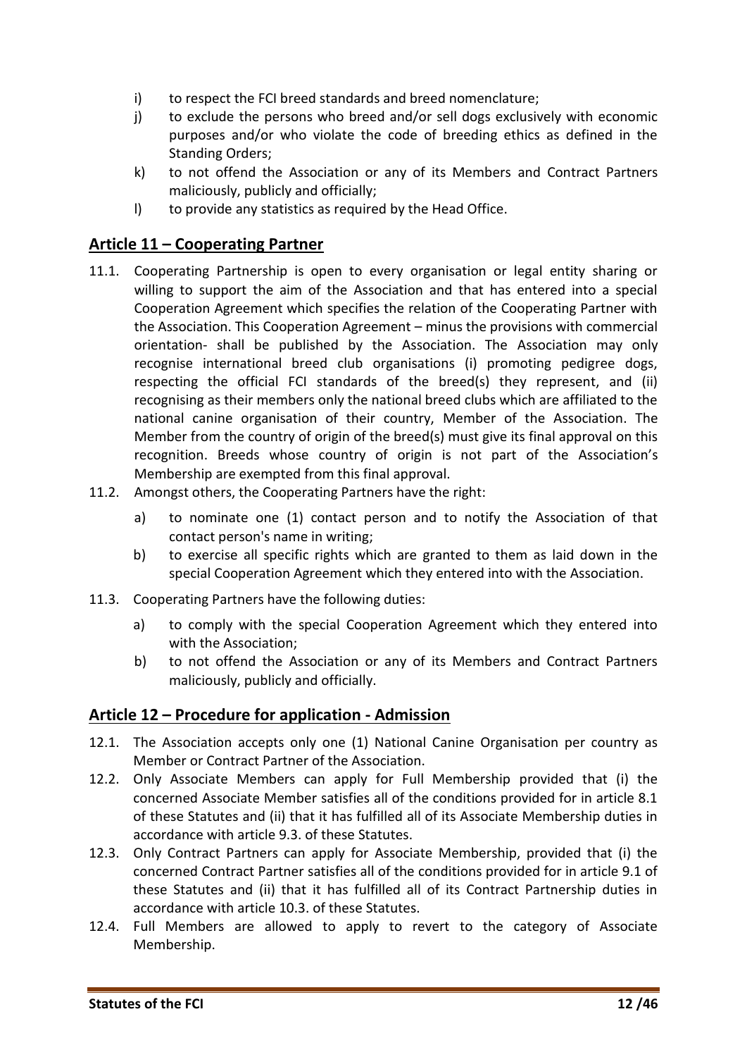i) to respect the FCI breed standards and breed nomenclature;

j) to exclude the persons who breed and/or sell dogs exclusively with economic purposes and/or who violate the code of breeding ethics as defined in the Standing Orders;

k) to not offend the Association or any of its Members and Contract Partners maliciously, publicly and officially;

l) to provide any statistics as required by the Head Office.

## Article 11 – Cooperating Partner

11.1. Cooperating Partnership is open to every organisation or legal entity sharing or willing to support the aim of the Association and that has entered into a special Cooperation Agreement which specifies the relation of the Cooperating Partner with the Association. This Cooperation Agreement – minus the provisions with commercial orientation- shall be published by the Association. The Association may only recognise international breed club organisations (i) promoting pedigree dogs, respecting the official FCI standards of the breed(s) they represent, and (ii) recognising as their members only the national breed clubs which are affiliated to the national canine organisation of their country, Member of the Association. The Member from the country of origin of the breed(s) must give its final approval on this recognition. Breeds whose country of origin is not part of the Association's Membership are exempted from this final approval.

11.2. Amongst others, the Cooperating Partners have the right:

a) to nominate one (1) contact person and to notify the Association of that contact person's name in writing;

b) to exercise all specific rights which are granted to them as laid down in the special Cooperation Agreement which they entered into with the Association.

11.3. Cooperating Partners have the following duties:

a) to comply with the special Cooperation Agreement which they entered into with the Association;

b) to not offend the Association or any of its Members and Contract Partners maliciously, publicly and officially.

## Article 12 – Procedure for application - Admission

12.1. The Association accepts only one (1) National Canine Organisation per country as Member or Contract Partner of the Association.

12.2. Only Associate Members can apply for Full Membership provided that (i) the concerned Associate Member satisfies all of the conditions provided for in article 8.1 of these Statutes and (ii) that it has fulfilled all of its Associate Membership duties in accordance with article 9.3. of these Statutes.

12.3. Only Contract Partners can apply for Associate Membership, provided that (i) the concerned Contract Partner satisfies all of the conditions provided for in article 9.1 of these Statutes and (ii) that it has fulfilled all of its Contract Partnership duties in accordance with article 10.3. of these Statutes.

12.4. Full Members are allowed to apply to revert to the category of Associate Membership.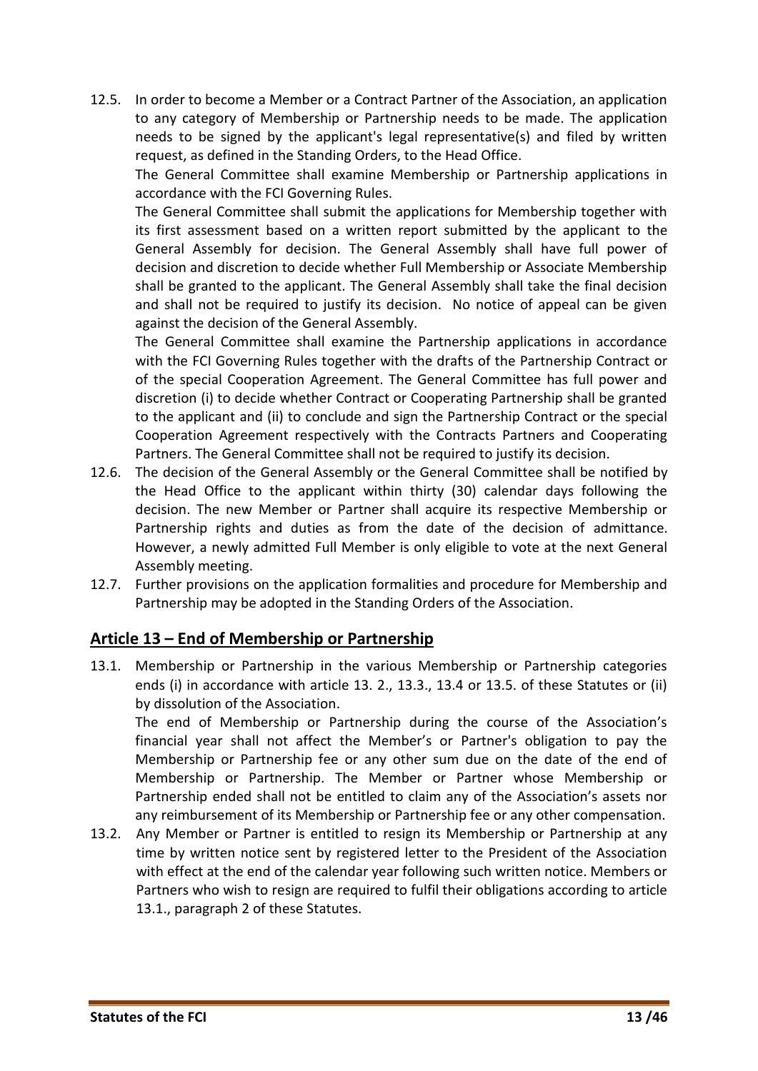12.5. In order to become a Member or a Contract Partner of the Association, an application to any category of Membership or Partnership needs to be made. The application needs to be signed by the applicant's legal representative(s) and filed by written request, as defined in the Standing Orders, to the Head Office.

The General Committee shall examine Membership or Partnership applications in accordance with the FCI Governing Rules.

The General Committee shall submit the applications for Membership together with its first assessment based on a written report submitted by the applicant to the General Assembly for decision. The General Assembly shall have full power of decision and discretion to decide whether Full Membership or Associate Membership shall be granted to the applicant. The General Assembly shall take the final decision and shall not be required to justify its decision. No notice of appeal can be given against the decision of the General Assembly.

The General Committee shall examine the Partnership applications in accordance with the FCI Governing Rules together with the drafts of the Partnership Contract or of the special Cooperation Agreement. The General Committee has full power and discretion (i) to decide whether Contract or Cooperating Partnership shall be granted to the applicant and (ii) to conclude and sign the Partnership Contract or the special Cooperation Agreement respectively with the Contracts Partners and Cooperating Partners. The General Committee shall not be required to justify its decision.

12.6. The decision of the General Assembly or the General Committee shall be notified by the Head Office to the applicant within thirty (30) calendar days following the decision. The new Member or Partner shall acquire its respective Membership or Partnership rights and duties as from the date of the decision of admittance. However, a newly admitted Full Member is only eligible to vote at the next General Assembly meeting.

12.7. Further provisions on the application formalities and procedure for Membership and Partnership may be adopted in the Standing Orders of the Association.

## Article 13 – End of Membership or Partnership

13.1. Membership or Partnership in the various Membership or Partnership categories ends (i) in accordance with article 13. 2., 13.3., 13.4 or 13.5. of these Statutes or (ii) by dissolution of the Association.

The end of Membership or Partnership during the course of the Association's financial year shall not affect the Member's or Partner's obligation to pay the Membership or Partnership fee or any other sum due on the date of the end of Membership or Partnership. The Member or Partner whose Membership or Partnership ended shall not be entitled to claim any of the Association's assets nor any reimbursement of its Membership or Partnership fee or any other compensation.

13.2. Any Member or Partner is entitled to resign its Membership or Partnership at any time by written notice sent by registered letter to the President of the Association with effect at the end of the calendar year following such written notice. Members or Partners who wish to resign are required to fulfil their obligations according to article 13.1., paragraph 2 of these Statutes.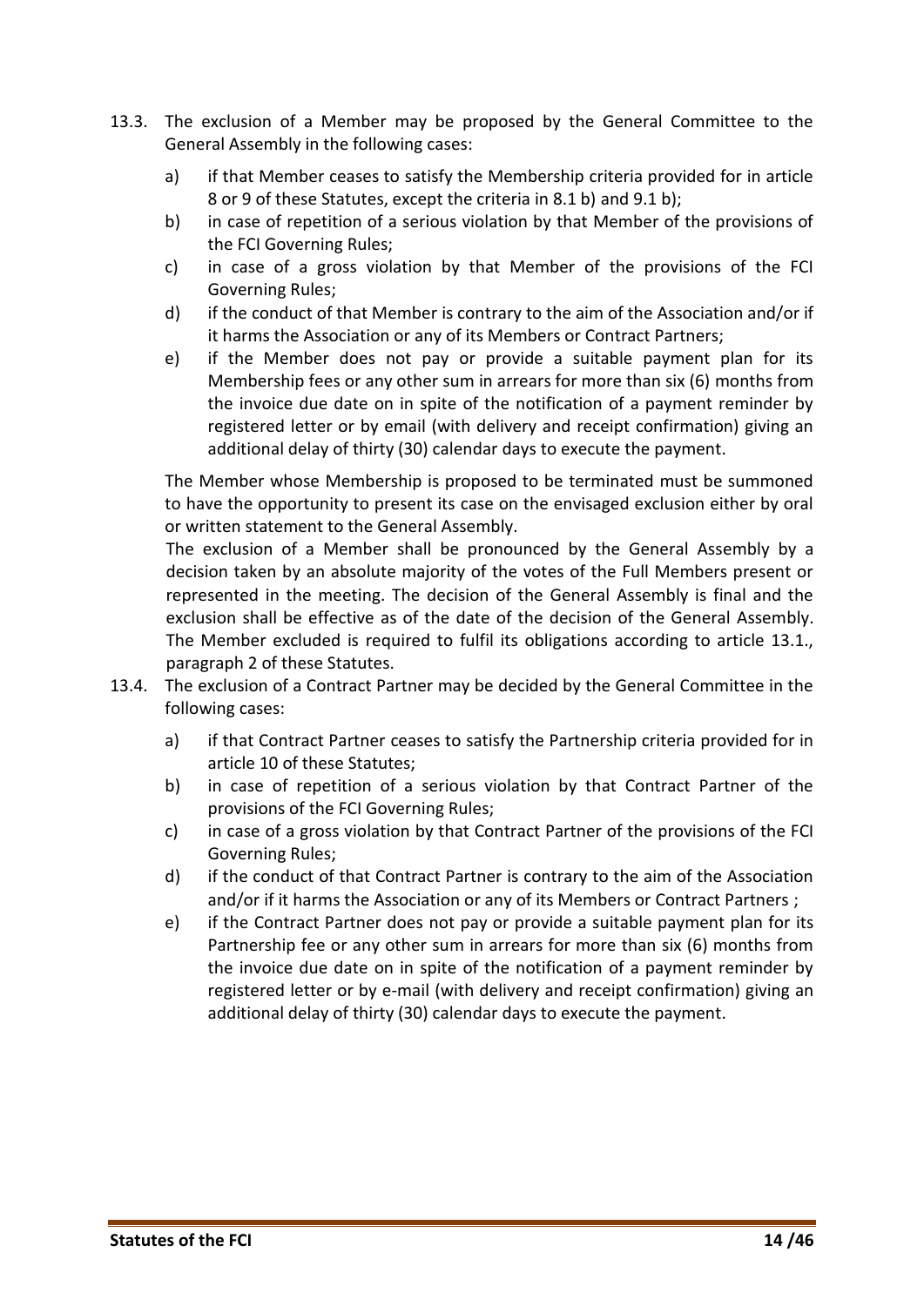13.3. The exclusion of a Member may be proposed by the General Committee to the General Assembly in the following cases:

   a) if that Member ceases to satisfy the Membership criteria provided for in article 8 or 9 of these Statutes, except the criteria in 8.1 b) and 9.1 b);
   b) in case of repetition of a serious violation by that Member of the provisions of the FCI Governing Rules;
   c) in case of a gross violation by that Member of the provisions of the FCI Governing Rules;
   d) if the conduct of that Member is contrary to the aim of the Association and/or if it harms the Association or any of its Members or Contract Partners;
   e) if the Member does not pay or provide a suitable payment plan for its Membership fees or any other sum in arrears for more than six (6) months from the invoice due date on in spite of the notification of a payment reminder by registered letter or by email (with delivery and receipt confirmation) giving an additional delay of thirty (30) calendar days to execute the payment.

   The Member whose Membership is proposed to be terminated must be summoned to have the opportunity to present its case on the envisaged exclusion either by oral or written statement to the General Assembly.

   The exclusion of a Member shall be pronounced by the General Assembly by a decision taken by an absolute majority of the votes of the Full Members present or represented in the meeting. The decision of the General Assembly is final and the exclusion shall be effective as of the date of the decision of the General Assembly. The Member excluded is required to fulfil its obligations according to article 13.1., paragraph 2 of these Statutes.

13.4. The exclusion of a Contract Partner may be decided by the General Committee in the following cases:

   a) if that Contract Partner ceases to satisfy the Partnership criteria provided for in article 10 of these Statutes;
   b) in case of repetition of a serious violation by that Contract Partner of the provisions of the FCI Governing Rules;
   c) in case of a gross violation by that Contract Partner of the provisions of the FCI Governing Rules;
   d) if the conduct of that Contract Partner is contrary to the aim of the Association and/or if it harms the Association or any of its Members or Contract Partners ;
   e) if the Contract Partner does not pay or provide a suitable payment plan for its Partnership fee or any other sum in arrears for more than six (6) months from the invoice due date on in spite of the notification of a payment reminder by registered letter or by e-mail (with delivery and receipt confirmation) giving an additional delay of thirty (30) calendar days to execute the payment.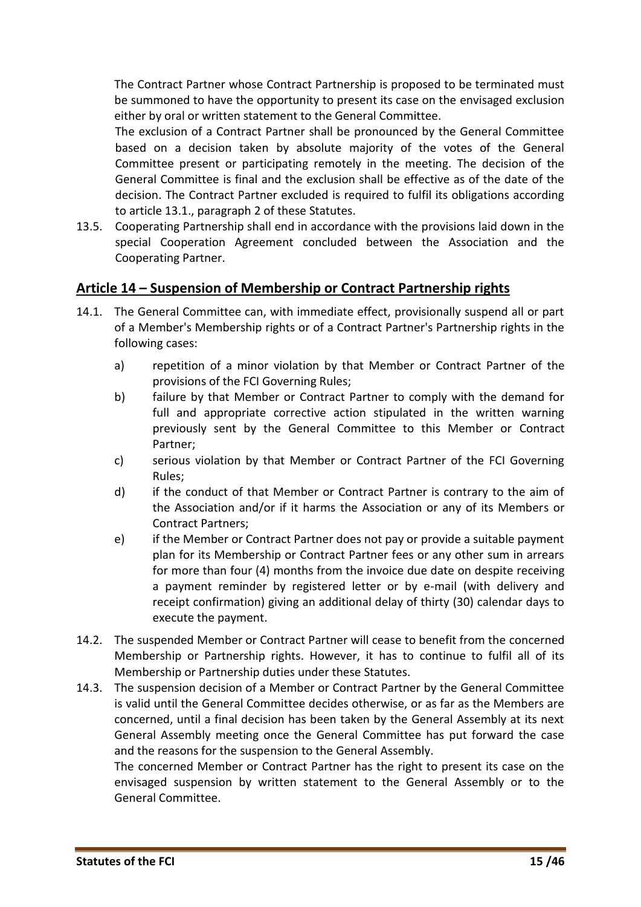The Contract Partner whose Contract Partnership is proposed to be terminated must be summoned to have the opportunity to present its case on the envisaged exclusion either by oral or written statement to the General Committee.

The exclusion of a Contract Partner shall be pronounced by the General Committee based on a decision taken by absolute majority of the votes of the General Committee present or participating remotely in the meeting. The decision of the General Committee is final and the exclusion shall be effective as of the date of the decision. The Contract Partner excluded is required to fulfil its obligations according to article 13.1., paragraph 2 of these Statutes.

13.5. Cooperating Partnership shall end in accordance with the provisions laid down in the special Cooperation Agreement concluded between the Association and the Cooperating Partner.

## Article 14 – Suspension of Membership or Contract Partnership rights

14.1. The General Committee can, with immediate effect, provisionally suspend all or part of a Member's Membership rights or of a Contract Partner's Partnership rights in the following cases:

a) repetition of a minor violation by that Member or Contract Partner of the provisions of the FCI Governing Rules;

b) failure by that Member or Contract Partner to comply with the demand for full and appropriate corrective action stipulated in the written warning previously sent by the General Committee to this Member or Contract Partner;

c) serious violation by that Member or Contract Partner of the FCI Governing Rules;

d) if the conduct of that Member or Contract Partner is contrary to the aim of the Association and/or if it harms the Association or any of its Members or Contract Partners;

e) if the Member or Contract Partner does not pay or provide a suitable payment plan for its Membership or Contract Partner fees or any other sum in arrears for more than four (4) months from the invoice due date on despite receiving a payment reminder by registered letter or by e-mail (with delivery and receipt confirmation) giving an additional delay of thirty (30) calendar days to execute the payment.

14.2. The suspended Member or Contract Partner will cease to benefit from the concerned Membership or Partnership rights. However, it has to continue to fulfil all of its Membership or Partnership duties under these Statutes.

14.3. The suspension decision of a Member or Contract Partner by the General Committee is valid until the General Committee decides otherwise, or as far as the Members are concerned, until a final decision has been taken by the General Assembly at its next General Assembly meeting once the General Committee has put forward the case and the reasons for the suspension to the General Assembly.

The concerned Member or Contract Partner has the right to present its case on the envisaged suspension by written statement to the General Assembly or to the General Committee.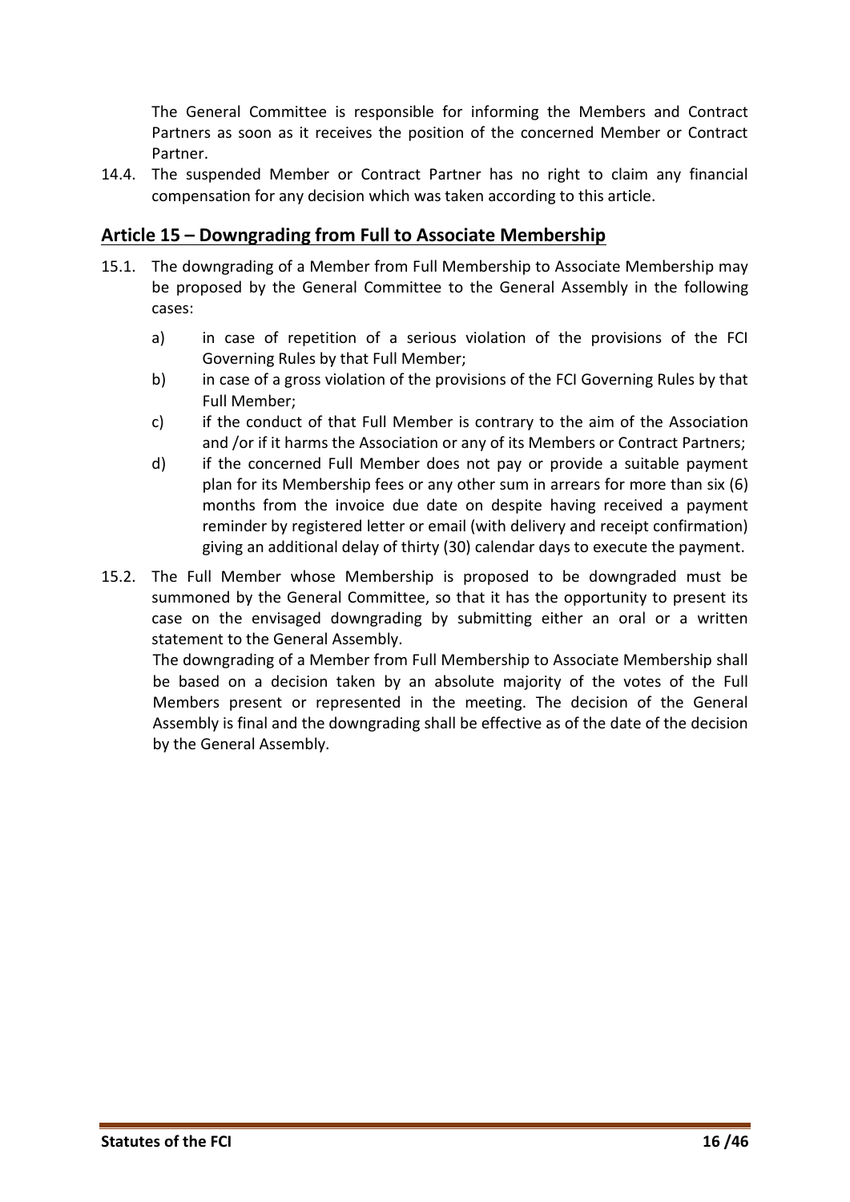The General Committee is responsible for informing the Members and Contract Partners as soon as it receives the position of the concerned Member or Contract Partner.

14.4. The suspended Member or Contract Partner has no right to claim any financial compensation for any decision which was taken according to this article.

## Article 15 – Downgrading from Full to Associate Membership

15.1. The downgrading of a Member from Full Membership to Associate Membership may be proposed by the General Committee to the General Assembly in the following cases:

a) in case of repetition of a serious violation of the provisions of the FCI Governing Rules by that Full Member;

b) in case of a gross violation of the provisions of the FCI Governing Rules by that Full Member;

c) if the conduct of that Full Member is contrary to the aim of the Association and /or if it harms the Association or any of its Members or Contract Partners;

d) if the concerned Full Member does not pay or provide a suitable payment plan for its Membership fees or any other sum in arrears for more than six (6) months from the invoice due date on despite having received a payment reminder by registered letter or email (with delivery and receipt confirmation) giving an additional delay of thirty (30) calendar days to execute the payment.

15.2. The Full Member whose Membership is proposed to be downgraded must be summoned by the General Committee, so that it has the opportunity to present its case on the envisaged downgrading by submitting either an oral or a written statement to the General Assembly.

The downgrading of a Member from Full Membership to Associate Membership shall be based on a decision taken by an absolute majority of the votes of the Full Members present or represented in the meeting. The decision of the General Assembly is final and the downgrading shall be effective as of the date of the decision by the General Assembly.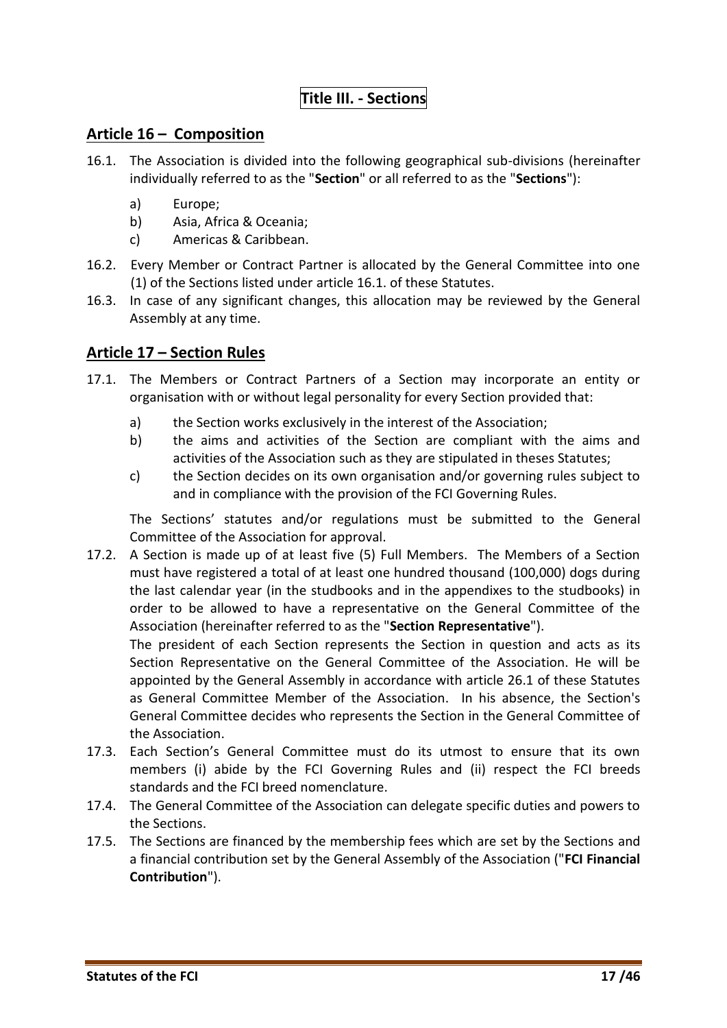# Title III. - Sections

## Article 16 – Composition

16.1. The Association is divided into the following geographical sub-divisions (hereinafter individually referred to as the "**Section**" or all referred to as the "**Sections**"):

a) Europe;

b) Asia, Africa & Oceania;

c) Americas & Caribbean.

16.2. Every Member or Contract Partner is allocated by the General Committee into one (1) of the Sections listed under article 16.1. of these Statutes.

16.3. In case of any significant changes, this allocation may be reviewed by the General Assembly at any time.

## Article 17 – Section Rules

17.1. The Members or Contract Partners of a Section may incorporate an entity or organisation with or without legal personality for every Section provided that:

a) the Section works exclusively in the interest of the Association;

b) the aims and activities of the Section are compliant with the aims and activities of the Association such as they are stipulated in theses Statutes;

c) the Section decides on its own organisation and/or governing rules subject to and in compliance with the provision of the FCI Governing Rules.

The Sections' statutes and/or regulations must be submitted to the General Committee of the Association for approval.

17.2. A Section is made up of at least five (5) Full Members. The Members of a Section must have registered a total of at least one hundred thousand (100,000) dogs during the last calendar year (in the studbooks and in the appendixes to the studbooks) in order to be allowed to have a representative on the General Committee of the Association (hereinafter referred to as the "**Section Representative**").

The president of each Section represents the Section in question and acts as its Section Representative on the General Committee of the Association. He will be appointed by the General Assembly in accordance with article 26.1 of these Statutes as General Committee Member of the Association. In his absence, the Section's General Committee decides who represents the Section in the General Committee of the Association.

17.3. Each Section's General Committee must do its utmost to ensure that its own members (i) abide by the FCI Governing Rules and (ii) respect the FCI breeds standards and the FCI breed nomenclature.

17.4. The General Committee of the Association can delegate specific duties and powers to the Sections.

17.5. The Sections are financed by the membership fees which are set by the Sections and a financial contribution set by the General Assembly of the Association ("**FCI Financial Contribution**").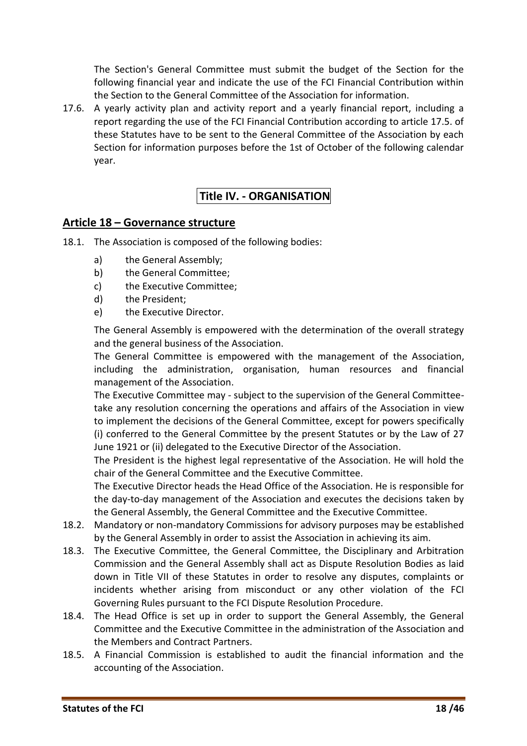The Section's General Committee must submit the budget of the Section for the following financial year and indicate the use of the FCI Financial Contribution within the Section to the General Committee of the Association for information.

17.6. A yearly activity plan and activity report and a yearly financial report, including a report regarding the use of the FCI Financial Contribution according to article 17.5. of these Statutes have to be sent to the General Committee of the Association by each Section for information purposes before the 1st of October of the following calendar year.

# Title IV. - ORGANISATION

## Article 18 – Governance structure

18.1. The Association is composed of the following bodies:

a) the General Assembly;
b) the General Committee;
c) the Executive Committee;
d) the President;
e) the Executive Director.

The General Assembly is empowered with the determination of the overall strategy and the general business of the Association.

The General Committee is empowered with the management of the Association, including the administration, organisation, human resources and financial management of the Association.

The Executive Committee may - subject to the supervision of the General Committee- take any resolution concerning the operations and affairs of the Association in view to implement the decisions of the General Committee, except for powers specifically (i) conferred to the General Committee by the present Statutes or by the Law of 27 June 1921 or (ii) delegated to the Executive Director of the Association.

The President is the highest legal representative of the Association. He will hold the chair of the General Committee and the Executive Committee.

The Executive Director heads the Head Office of the Association. He is responsible for the day-to-day management of the Association and executes the decisions taken by the General Assembly, the General Committee and the Executive Committee.

18.2. Mandatory or non-mandatory Commissions for advisory purposes may be established by the General Assembly in order to assist the Association in achieving its aim.

18.3. The Executive Committee, the General Committee, the Disciplinary and Arbitration Commission and the General Assembly shall act as Dispute Resolution Bodies as laid down in Title VII of these Statutes in order to resolve any disputes, complaints or incidents whether arising from misconduct or any other violation of the FCI Governing Rules pursuant to the FCI Dispute Resolution Procedure.

18.4. The Head Office is set up in order to support the General Assembly, the General Committee and the Executive Committee in the administration of the Association and the Members and Contract Partners.

18.5. A Financial Commission is established to audit the financial information and the accounting of the Association.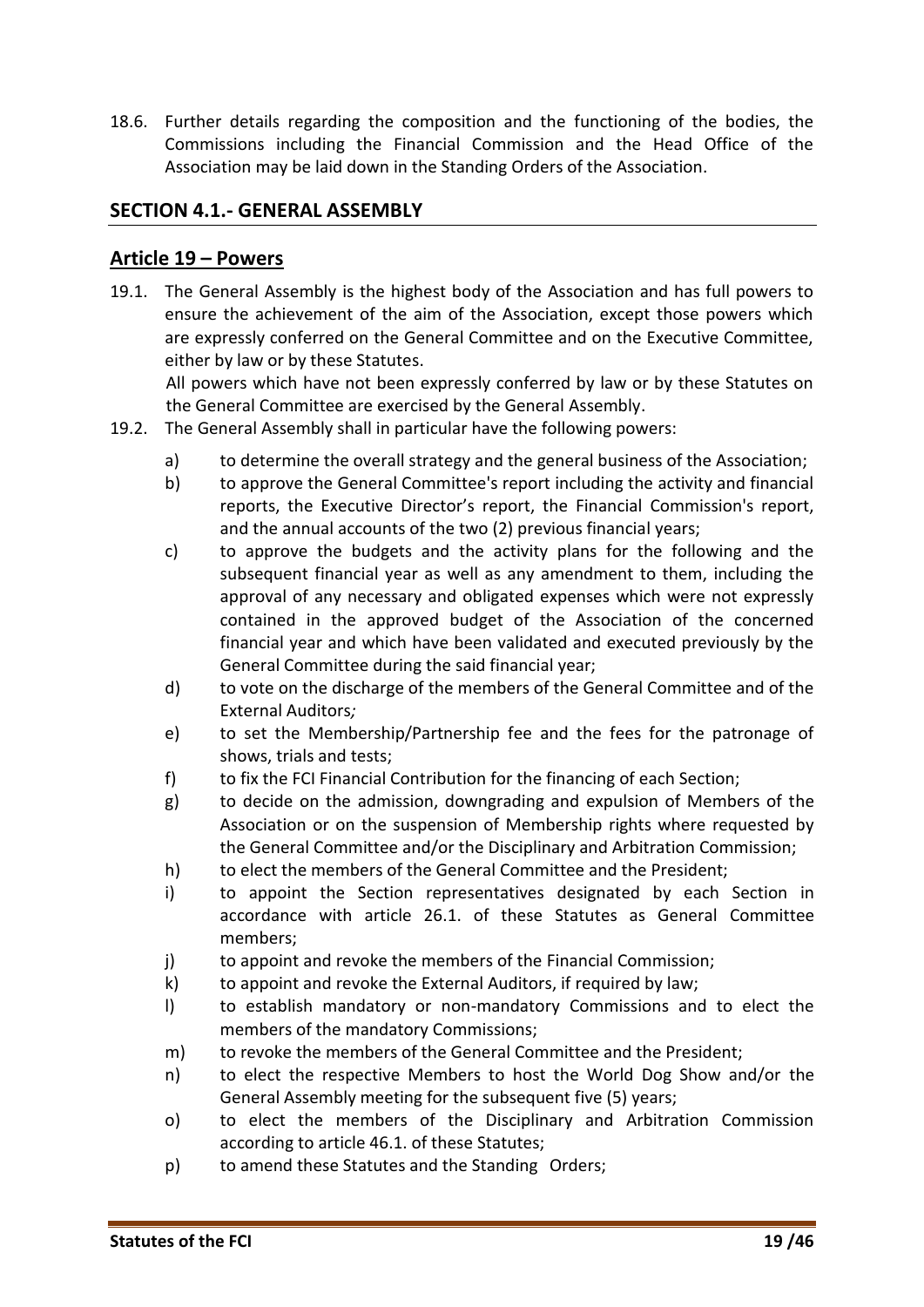18.6. Further details regarding the composition and the functioning of the bodies, the Commissions including the Financial Commission and the Head Office of the Association may be laid down in the Standing Orders of the Association.

## SECTION 4.1.- GENERAL ASSEMBLY

### Article 19 – Powers

19.1. The General Assembly is the highest body of the Association and has full powers to ensure the achievement of the aim of the Association, except those powers which are expressly conferred on the General Committee and on the Executive Committee, either by law or by these Statutes.

All powers which have not been expressly conferred by law or by these Statutes on the General Committee are exercised by the General Assembly.

19.2. The General Assembly shall in particular have the following powers:

a) to determine the overall strategy and the general business of the Association;

b) to approve the General Committee's report including the activity and financial reports, the Executive Director's report, the Financial Commission's report, and the annual accounts of the two (2) previous financial years;

c) to approve the budgets and the activity plans for the following and the subsequent financial year as well as any amendment to them, including the approval of any necessary and obligated expenses which were not expressly contained in the approved budget of the Association of the concerned financial year and which have been validated and executed previously by the General Committee during the said financial year;

d) to vote on the discharge of the members of the General Committee and of the External Auditors*;*

e) to set the Membership/Partnership fee and the fees for the patronage of shows, trials and tests;

f) to fix the FCI Financial Contribution for the financing of each Section;

g) to decide on the admission, downgrading and expulsion of Members of the Association or on the suspension of Membership rights where requested by the General Committee and/or the Disciplinary and Arbitration Commission;

h) to elect the members of the General Committee and the President;

i) to appoint the Section representatives designated by each Section in accordance with article 26.1. of these Statutes as General Committee members;

j) to appoint and revoke the members of the Financial Commission;

k) to appoint and revoke the External Auditors, if required by law;

l) to establish mandatory or non-mandatory Commissions and to elect the members of the mandatory Commissions;

m) to revoke the members of the General Committee and the President;

n) to elect the respective Members to host the World Dog Show and/or the General Assembly meeting for the subsequent five (5) years;

o) to elect the members of the Disciplinary and Arbitration Commission according to article 46.1. of these Statutes;

p) to amend these Statutes and the Standing Orders;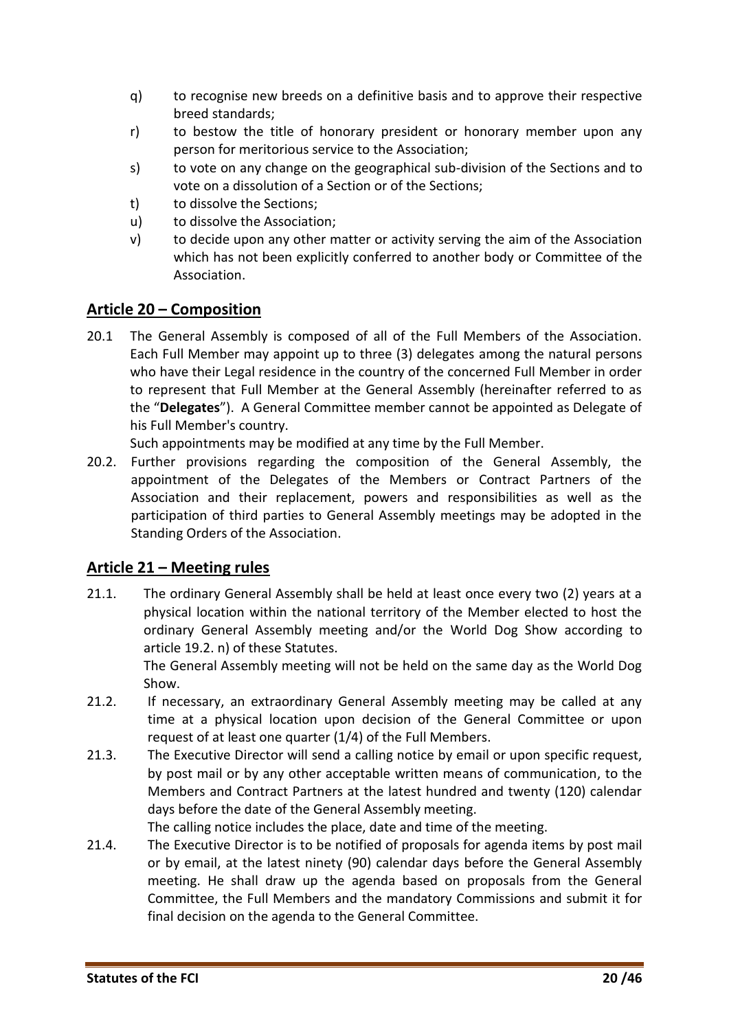q) to recognise new breeds on a definitive basis and to approve their respective breed standards;

r) to bestow the title of honorary president or honorary member upon any person for meritorious service to the Association;

s) to vote on any change on the geographical sub-division of the Sections and to vote on a dissolution of a Section or of the Sections;

t) to dissolve the Sections;

u) to dissolve the Association;

v) to decide upon any other matter or activity serving the aim of the Association which has not been explicitly conferred to another body or Committee of the Association.

## Article 20 – Composition

20.1 The General Assembly is composed of all of the Full Members of the Association. Each Full Member may appoint up to three (3) delegates among the natural persons who have their Legal residence in the country of the concerned Full Member in order to represent that Full Member at the General Assembly (hereinafter referred to as the "**Delegates**"). A General Committee member cannot be appointed as Delegate of his Full Member's country.

Such appointments may be modified at any time by the Full Member.

20.2. Further provisions regarding the composition of the General Assembly, the appointment of the Delegates of the Members or Contract Partners of the Association and their replacement, powers and responsibilities as well as the participation of third parties to General Assembly meetings may be adopted in the Standing Orders of the Association.

## Article 21 – Meeting rules

21.1. The ordinary General Assembly shall be held at least once every two (2) years at a physical location within the national territory of the Member elected to host the ordinary General Assembly meeting and/or the World Dog Show according to article 19.2. n) of these Statutes.

The General Assembly meeting will not be held on the same day as the World Dog Show.

21.2. If necessary, an extraordinary General Assembly meeting may be called at any time at a physical location upon decision of the General Committee or upon request of at least one quarter (1/4) of the Full Members.

21.3. The Executive Director will send a calling notice by email or upon specific request, by post mail or by any other acceptable written means of communication, to the Members and Contract Partners at the latest hundred and twenty (120) calendar days before the date of the General Assembly meeting.

The calling notice includes the place, date and time of the meeting.

21.4. The Executive Director is to be notified of proposals for agenda items by post mail or by email, at the latest ninety (90) calendar days before the General Assembly meeting. He shall draw up the agenda based on proposals from the General Committee, the Full Members and the mandatory Commissions and submit it for final decision on the agenda to the General Committee.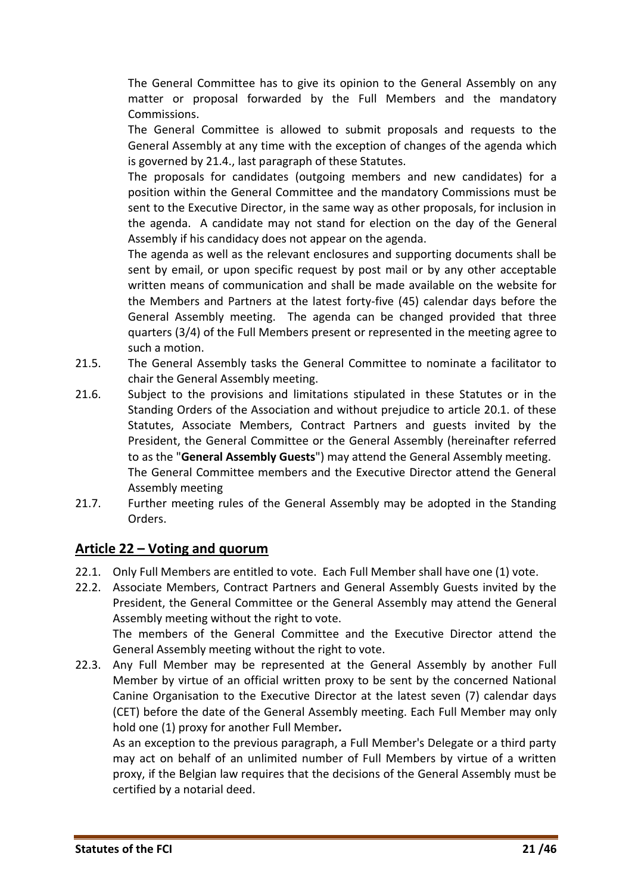The General Committee has to give its opinion to the General Assembly on any matter or proposal forwarded by the Full Members and the mandatory Commissions.

The General Committee is allowed to submit proposals and requests to the General Assembly at any time with the exception of changes of the agenda which is governed by 21.4., last paragraph of these Statutes.

The proposals for candidates (outgoing members and new candidates) for a position within the General Committee and the mandatory Commissions must be sent to the Executive Director, in the same way as other proposals, for inclusion in the agenda. A candidate may not stand for election on the day of the General Assembly if his candidacy does not appear on the agenda.

The agenda as well as the relevant enclosures and supporting documents shall be sent by email, or upon specific request by post mail or by any other acceptable written means of communication and shall be made available on the website for the Members and Partners at the latest forty-five (45) calendar days before the General Assembly meeting. The agenda can be changed provided that three quarters (3/4) of the Full Members present or represented in the meeting agree to such a motion.

21.5. The General Assembly tasks the General Committee to nominate a facilitator to chair the General Assembly meeting.

21.6. Subject to the provisions and limitations stipulated in these Statutes or in the Standing Orders of the Association and without prejudice to article 20.1. of these Statutes, Associate Members, Contract Partners and guests invited by the President, the General Committee or the General Assembly (hereinafter referred to as the "**General Assembly Guests**") may attend the General Assembly meeting.

The General Committee members and the Executive Director attend the General Assembly meeting

21.7. Further meeting rules of the General Assembly may be adopted in the Standing Orders.

## Article 22 – Voting and quorum

22.1. Only Full Members are entitled to vote. Each Full Member shall have one (1) vote.

22.2. Associate Members, Contract Partners and General Assembly Guests invited by the President, the General Committee or the General Assembly may attend the General Assembly meeting without the right to vote.

The members of the General Committee and the Executive Director attend the General Assembly meeting without the right to vote.

22.3. Any Full Member may be represented at the General Assembly by another Full Member by virtue of an official written proxy to be sent by the concerned National Canine Organisation to the Executive Director at the latest seven (7) calendar days (CET) before the date of the General Assembly meeting. Each Full Member may only hold one (1) proxy for another Full Member*.*

As an exception to the previous paragraph, a Full Member's Delegate or a third party may act on behalf of an unlimited number of Full Members by virtue of a written proxy, if the Belgian law requires that the decisions of the General Assembly must be certified by a notarial deed.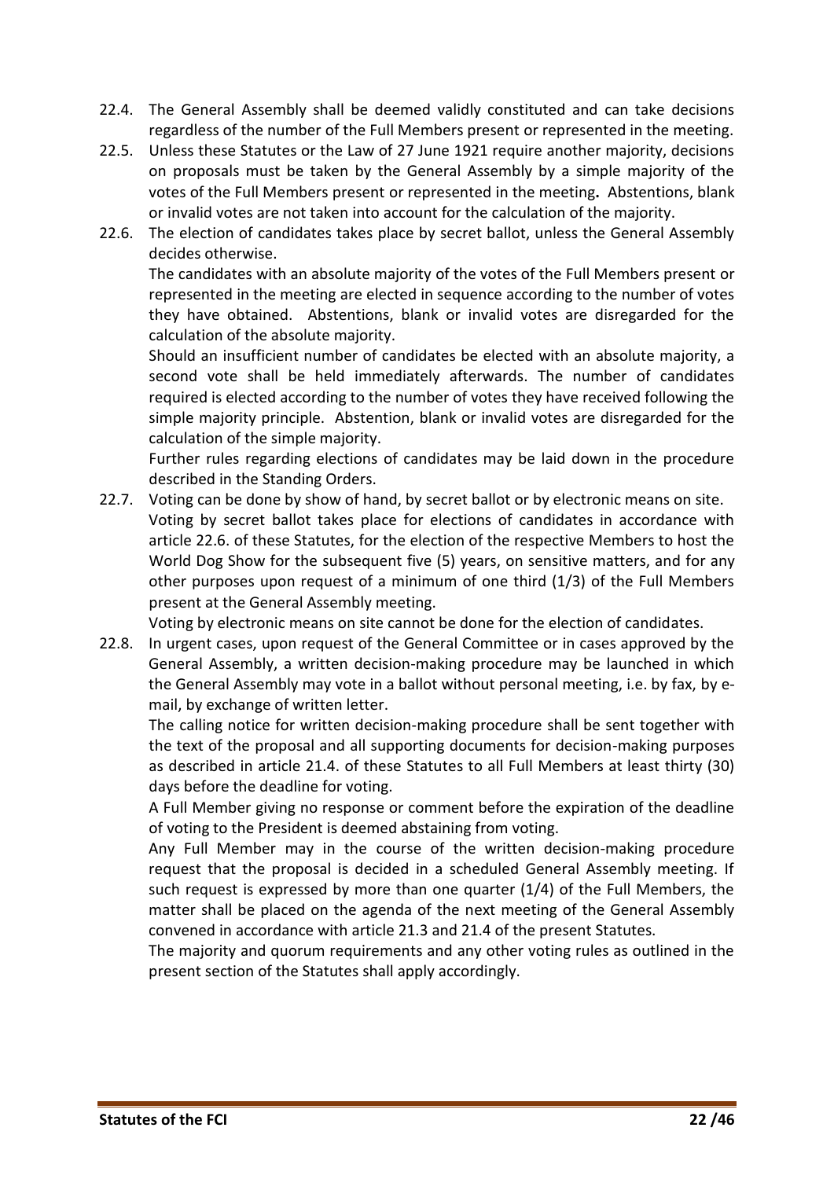22.4. The General Assembly shall be deemed validly constituted and can take decisions regardless of the number of the Full Members present or represented in the meeting.

22.5. Unless these Statutes or the Law of 27 June 1921 require another majority, decisions on proposals must be taken by the General Assembly by a simple majority of the votes of the Full Members present or represented in the meeting**.** Abstentions, blank or invalid votes are not taken into account for the calculation of the majority.

22.6. The election of candidates takes place by secret ballot, unless the General Assembly decides otherwise.

The candidates with an absolute majority of the votes of the Full Members present or represented in the meeting are elected in sequence according to the number of votes they have obtained. Abstentions, blank or invalid votes are disregarded for the calculation of the absolute majority.

Should an insufficient number of candidates be elected with an absolute majority, a second vote shall be held immediately afterwards. The number of candidates required is elected according to the number of votes they have received following the simple majority principle. Abstention, blank or invalid votes are disregarded for the calculation of the simple majority.

Further rules regarding elections of candidates may be laid down in the procedure described in the Standing Orders.

22.7. Voting can be done by show of hand, by secret ballot or by electronic means on site.

Voting by secret ballot takes place for elections of candidates in accordance with article 22.6. of these Statutes, for the election of the respective Members to host the World Dog Show for the subsequent five (5) years, on sensitive matters, and for any other purposes upon request of a minimum of one third (1/3) of the Full Members present at the General Assembly meeting.

Voting by electronic means on site cannot be done for the election of candidates.

22.8. In urgent cases, upon request of the General Committee or in cases approved by the General Assembly, a written decision-making procedure may be launched in which the General Assembly may vote in a ballot without personal meeting, i.e. by fax, by e-mail, by exchange of written letter.

The calling notice for written decision-making procedure shall be sent together with the text of the proposal and all supporting documents for decision-making purposes as described in article 21.4. of these Statutes to all Full Members at least thirty (30) days before the deadline for voting.

A Full Member giving no response or comment before the expiration of the deadline of voting to the President is deemed abstaining from voting.

Any Full Member may in the course of the written decision-making procedure request that the proposal is decided in a scheduled General Assembly meeting. If such request is expressed by more than one quarter (1/4) of the Full Members, the matter shall be placed on the agenda of the next meeting of the General Assembly convened in accordance with article 21.3 and 21.4 of the present Statutes.

The majority and quorum requirements and any other voting rules as outlined in the present section of the Statutes shall apply accordingly.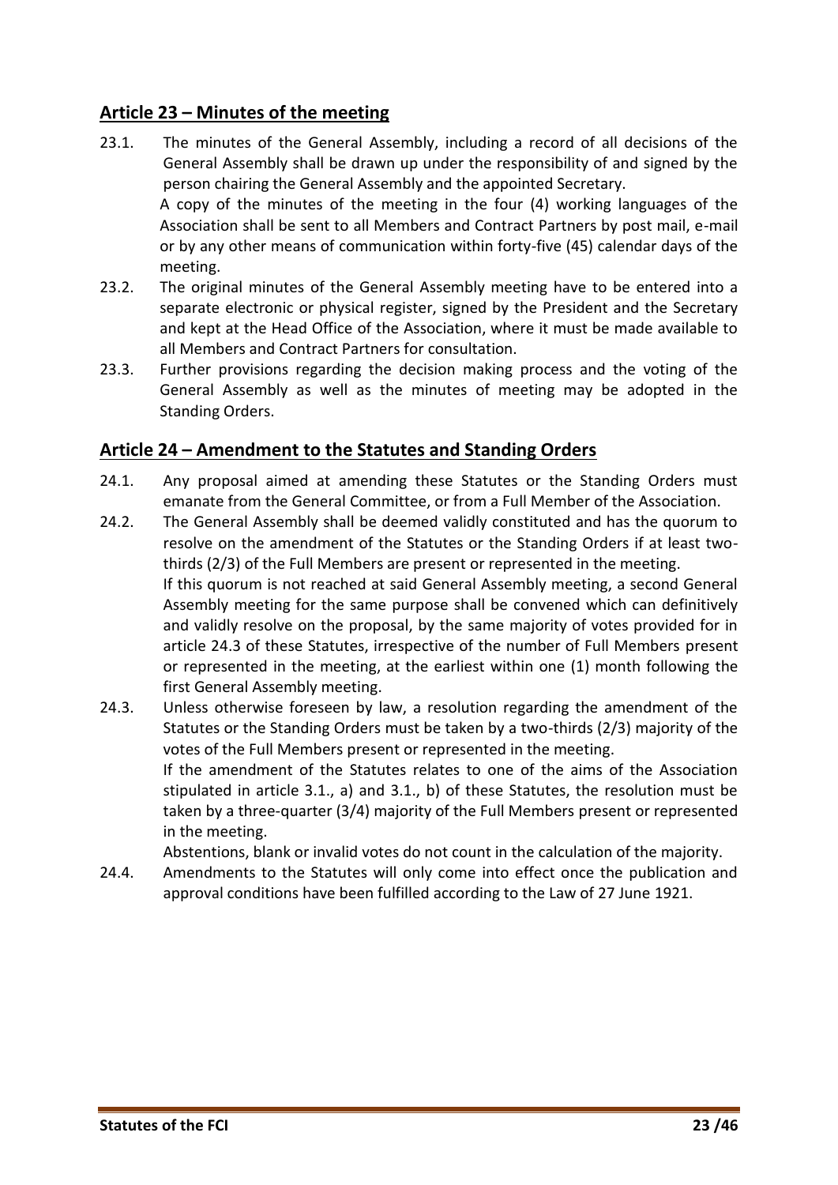## Article 23 – Minutes of the meeting

23.1. The minutes of the General Assembly, including a record of all decisions of the General Assembly shall be drawn up under the responsibility of and signed by the person chairing the General Assembly and the appointed Secretary.

A copy of the minutes of the meeting in the four (4) working languages of the Association shall be sent to all Members and Contract Partners by post mail, e-mail or by any other means of communication within forty-five (45) calendar days of the meeting.

23.2. The original minutes of the General Assembly meeting have to be entered into a separate electronic or physical register, signed by the President and the Secretary and kept at the Head Office of the Association, where it must be made available to all Members and Contract Partners for consultation.

23.3. Further provisions regarding the decision making process and the voting of the General Assembly as well as the minutes of meeting may be adopted in the Standing Orders.

## Article 24 – Amendment to the Statutes and Standing Orders

24.1. Any proposal aimed at amending these Statutes or the Standing Orders must emanate from the General Committee, or from a Full Member of the Association.

24.2. The General Assembly shall be deemed validly constituted and has the quorum to resolve on the amendment of the Statutes or the Standing Orders if at least two-thirds (2/3) of the Full Members are present or represented in the meeting.

If this quorum is not reached at said General Assembly meeting, a second General Assembly meeting for the same purpose shall be convened which can definitively and validly resolve on the proposal, by the same majority of votes provided for in article 24.3 of these Statutes, irrespective of the number of Full Members present or represented in the meeting, at the earliest within one (1) month following the first General Assembly meeting.

24.3. Unless otherwise foreseen by law, a resolution regarding the amendment of the Statutes or the Standing Orders must be taken by a two-thirds (2/3) majority of the votes of the Full Members present or represented in the meeting.

If the amendment of the Statutes relates to one of the aims of the Association stipulated in article 3.1., a) and 3.1., b) of these Statutes, the resolution must be taken by a three-quarter (3/4) majority of the Full Members present or represented in the meeting.

Abstentions, blank or invalid votes do not count in the calculation of the majority.

24.4. Amendments to the Statutes will only come into effect once the publication and approval conditions have been fulfilled according to the Law of 27 June 1921.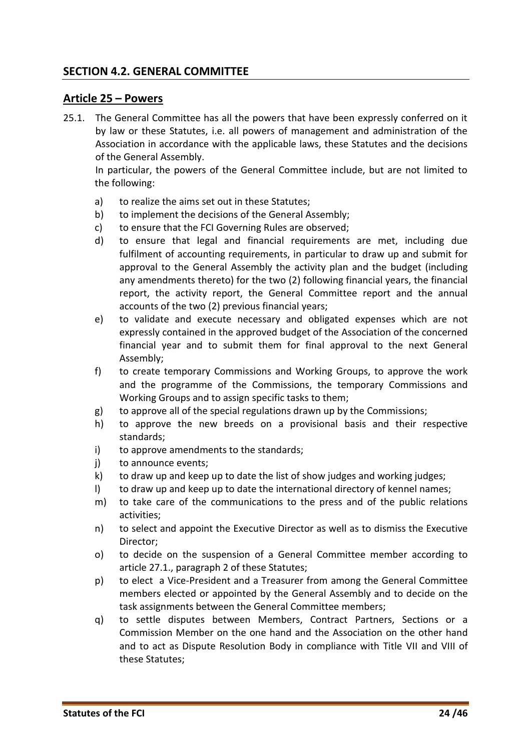## SECTION 4.2. GENERAL COMMITTEE

### Article 25 – Powers

25.1. The General Committee has all the powers that have been expressly conferred on it by law or these Statutes, i.e. all powers of management and administration of the Association in accordance with the applicable laws, these Statutes and the decisions of the General Assembly.

In particular, the powers of the General Committee include, but are not limited to the following:

a) to realize the aims set out in these Statutes;
b) to implement the decisions of the General Assembly;
c) to ensure that the FCI Governing Rules are observed;
d) to ensure that legal and financial requirements are met, including due fulfilment of accounting requirements, in particular to draw up and submit for approval to the General Assembly the activity plan and the budget (including any amendments thereto) for the two (2) following financial years, the financial report, the activity report, the General Committee report and the annual accounts of the two (2) previous financial years;
e) to validate and execute necessary and obligated expenses which are not expressly contained in the approved budget of the Association of the concerned financial year and to submit them for final approval to the next General Assembly;
f) to create temporary Commissions and Working Groups, to approve the work and the programme of the Commissions, the temporary Commissions and Working Groups and to assign specific tasks to them;
g) to approve all of the special regulations drawn up by the Commissions;
h) to approve the new breeds on a provisional basis and their respective standards;
i) to approve amendments to the standards;
j) to announce events;
k) to draw up and keep up to date the list of show judges and working judges;
l) to draw up and keep up to date the international directory of kennel names;
m) to take care of the communications to the press and of the public relations activities;
n) to select and appoint the Executive Director as well as to dismiss the Executive Director;
o) to decide on the suspension of a General Committee member according to article 27.1., paragraph 2 of these Statutes;
p) to elect a Vice-President and a Treasurer from among the General Committee members elected or appointed by the General Assembly and to decide on the task assignments between the General Committee members;
q) to settle disputes between Members, Contract Partners, Sections or a Commission Member on the one hand and the Association on the other hand and to act as Dispute Resolution Body in compliance with Title VII and VIII of these Statutes;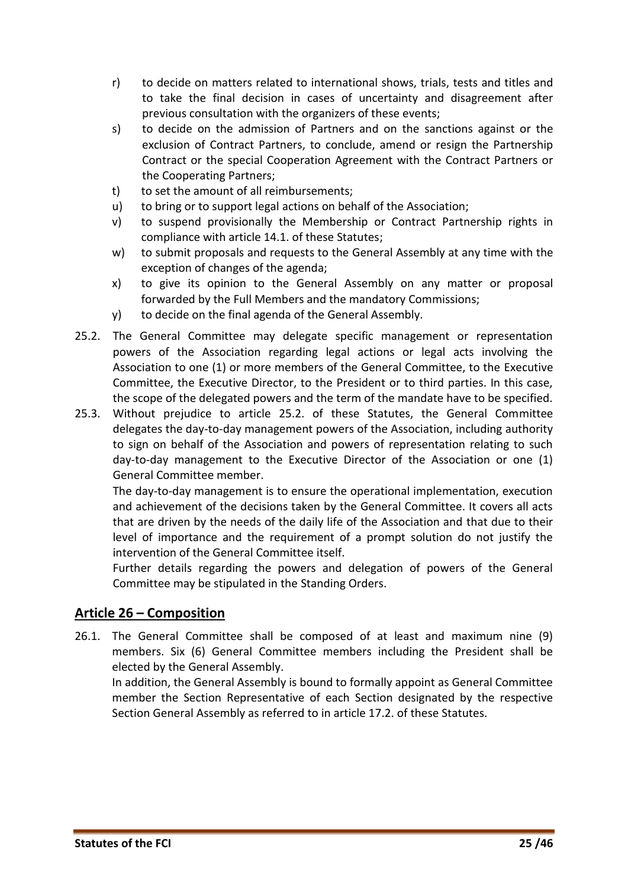r) to decide on matters related to international shows, trials, tests and titles and to take the final decision in cases of uncertainty and disagreement after previous consultation with the organizers of these events;

s) to decide on the admission of Partners and on the sanctions against or the exclusion of Contract Partners, to conclude, amend or resign the Partnership Contract or the special Cooperation Agreement with the Contract Partners or the Cooperating Partners;

t) to set the amount of all reimbursements;

u) to bring or to support legal actions on behalf of the Association;

v) to suspend provisionally the Membership or Contract Partnership rights in compliance with article 14.1. of these Statutes;

w) to submit proposals and requests to the General Assembly at any time with the exception of changes of the agenda;

x) to give its opinion to the General Assembly on any matter or proposal forwarded by the Full Members and the mandatory Commissions;

y) to decide on the final agenda of the General Assembly.

25.2. The General Committee may delegate specific management or representation powers of the Association regarding legal actions or legal acts involving the Association to one (1) or more members of the General Committee, to the Executive Committee, the Executive Director, to the President or to third parties. In this case, the scope of the delegated powers and the term of the mandate have to be specified.

25.3. Without prejudice to article 25.2. of these Statutes, the General Committee delegates the day-to-day management powers of the Association, including authority to sign on behalf of the Association and powers of representation relating to such day-to-day management to the Executive Director of the Association or one (1) General Committee member.

The day-to-day management is to ensure the operational implementation, execution and achievement of the decisions taken by the General Committee. It covers all acts that are driven by the needs of the daily life of the Association and that due to their level of importance and the requirement of a prompt solution do not justify the intervention of the General Committee itself.

Further details regarding the powers and delegation of powers of the General Committee may be stipulated in the Standing Orders.

## Article 26 – Composition

26.1. The General Committee shall be composed of at least and maximum nine (9) members. Six (6) General Committee members including the President shall be elected by the General Assembly.

In addition, the General Assembly is bound to formally appoint as General Committee member the Section Representative of each Section designated by the respective Section General Assembly as referred to in article 17.2. of these Statutes.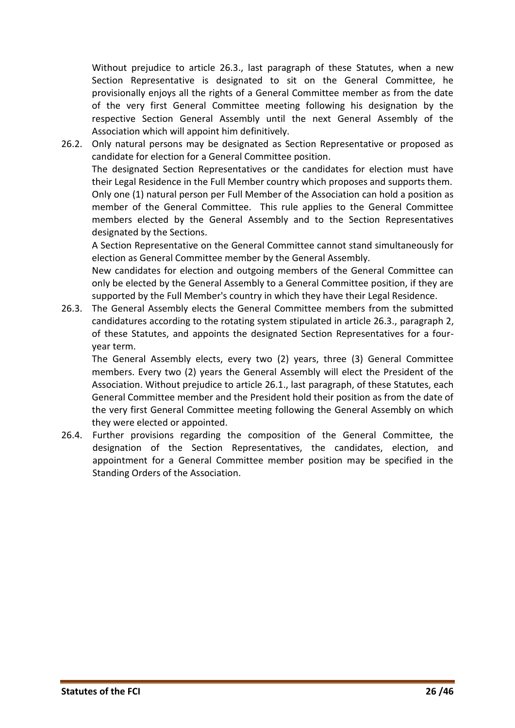Without prejudice to article 26.3., last paragraph of these Statutes, when a new Section Representative is designated to sit on the General Committee, he provisionally enjoys all the rights of a General Committee member as from the date of the very first General Committee meeting following his designation by the respective Section General Assembly until the next General Assembly of the Association which will appoint him definitively.

26.2. Only natural persons may be designated as Section Representative or proposed as candidate for election for a General Committee position.

The designated Section Representatives or the candidates for election must have their Legal Residence in the Full Member country which proposes and supports them. Only one (1) natural person per Full Member of the Association can hold a position as member of the General Committee. This rule applies to the General Committee members elected by the General Assembly and to the Section Representatives designated by the Sections.

A Section Representative on the General Committee cannot stand simultaneously for election as General Committee member by the General Assembly.

New candidates for election and outgoing members of the General Committee can only be elected by the General Assembly to a General Committee position, if they are supported by the Full Member's country in which they have their Legal Residence.

26.3. The General Assembly elects the General Committee members from the submitted candidatures according to the rotating system stipulated in article 26.3., paragraph 2, of these Statutes, and appoints the designated Section Representatives for a four-year term.

The General Assembly elects, every two (2) years, three (3) General Committee members. Every two (2) years the General Assembly will elect the President of the Association. Without prejudice to article 26.1., last paragraph, of these Statutes, each General Committee member and the President hold their position as from the date of the very first General Committee meeting following the General Assembly on which they were elected or appointed.

26.4. Further provisions regarding the composition of the General Committee, the designation of the Section Representatives, the candidates, election, and appointment for a General Committee member position may be specified in the Standing Orders of the Association.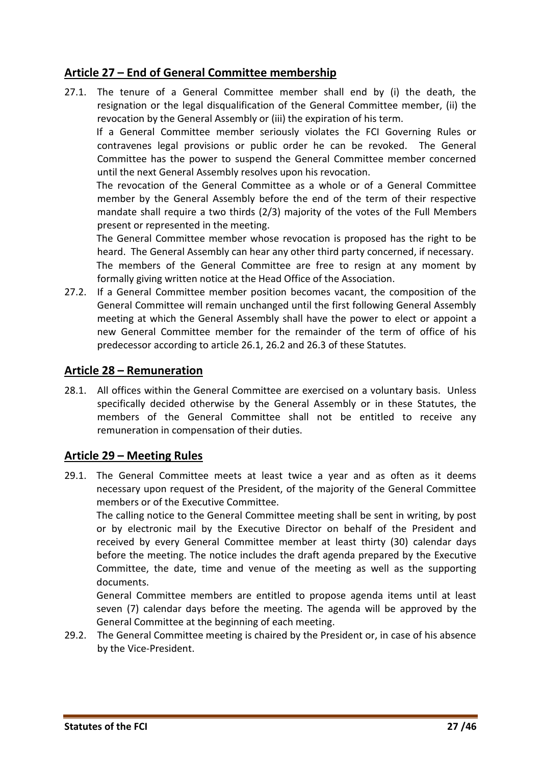## Article 27 – End of General Committee membership

27.1. The tenure of a General Committee member shall end by (i) the death, the resignation or the legal disqualification of the General Committee member, (ii) the revocation by the General Assembly or (iii) the expiration of his term.

If a General Committee member seriously violates the FCI Governing Rules or contravenes legal provisions or public order he can be revoked. The General Committee has the power to suspend the General Committee member concerned until the next General Assembly resolves upon his revocation.

The revocation of the General Committee as a whole or of a General Committee member by the General Assembly before the end of the term of their respective mandate shall require a two thirds (2/3) majority of the votes of the Full Members present or represented in the meeting.

The General Committee member whose revocation is proposed has the right to be heard. The General Assembly can hear any other third party concerned, if necessary.

The members of the General Committee are free to resign at any moment by formally giving written notice at the Head Office of the Association.

27.2. If a General Committee member position becomes vacant, the composition of the General Committee will remain unchanged until the first following General Assembly meeting at which the General Assembly shall have the power to elect or appoint a new General Committee member for the remainder of the term of office of his predecessor according to article 26.1, 26.2 and 26.3 of these Statutes.

## Article 28 – Remuneration

28.1. All offices within the General Committee are exercised on a voluntary basis. Unless specifically decided otherwise by the General Assembly or in these Statutes, the members of the General Committee shall not be entitled to receive any remuneration in compensation of their duties.

## Article 29 – Meeting Rules

29.1. The General Committee meets at least twice a year and as often as it deems necessary upon request of the President, of the majority of the General Committee members or of the Executive Committee.

The calling notice to the General Committee meeting shall be sent in writing, by post or by electronic mail by the Executive Director on behalf of the President and received by every General Committee member at least thirty (30) calendar days before the meeting. The notice includes the draft agenda prepared by the Executive Committee, the date, time and venue of the meeting as well as the supporting documents.

General Committee members are entitled to propose agenda items until at least seven (7) calendar days before the meeting. The agenda will be approved by the General Committee at the beginning of each meeting.

29.2. The General Committee meeting is chaired by the President or, in case of his absence by the Vice-President.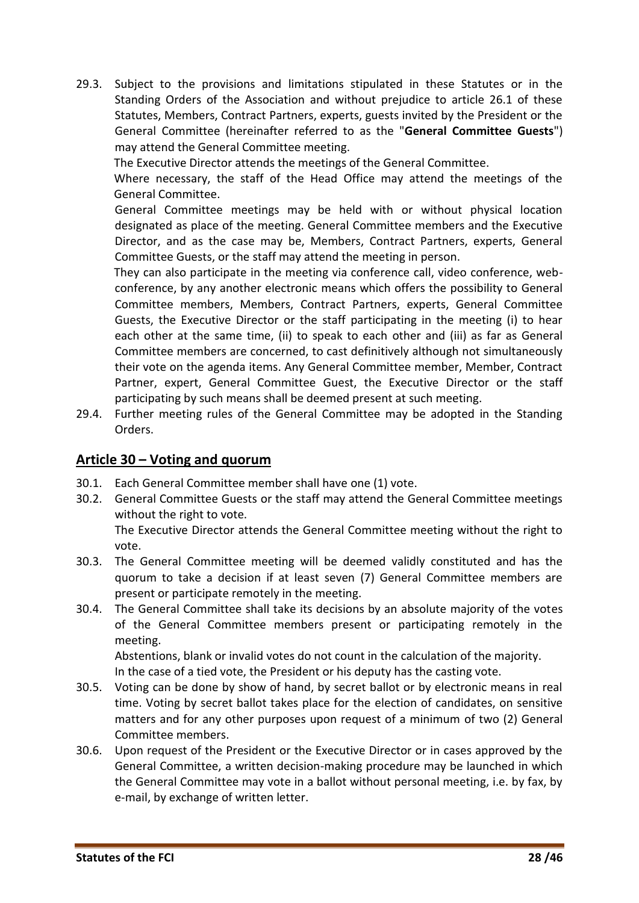29.3. Subject to the provisions and limitations stipulated in these Statutes or in the Standing Orders of the Association and without prejudice to article 26.1 of these Statutes, Members, Contract Partners, experts, guests invited by the President or the General Committee (hereinafter referred to as the "**General Committee Guests**") may attend the General Committee meeting.

The Executive Director attends the meetings of the General Committee.

Where necessary, the staff of the Head Office may attend the meetings of the General Committee.

General Committee meetings may be held with or without physical location designated as place of the meeting. General Committee members and the Executive Director, and as the case may be, Members, Contract Partners, experts, General Committee Guests, or the staff may attend the meeting in person.

They can also participate in the meeting via conference call, video conference, web-conference, by any another electronic means which offers the possibility to General Committee members, Members, Contract Partners, experts, General Committee Guests, the Executive Director or the staff participating in the meeting (i) to hear each other at the same time, (ii) to speak to each other and (iii) as far as General Committee members are concerned, to cast definitively although not simultaneously their vote on the agenda items. Any General Committee member, Member, Contract Partner, expert, General Committee Guest, the Executive Director or the staff participating by such means shall be deemed present at such meeting.

29.4. Further meeting rules of the General Committee may be adopted in the Standing Orders.

## Article 30 – Voting and quorum

30.1. Each General Committee member shall have one (1) vote.

30.2. General Committee Guests or the staff may attend the General Committee meetings without the right to vote.

The Executive Director attends the General Committee meeting without the right to vote.

30.3. The General Committee meeting will be deemed validly constituted and has the quorum to take a decision if at least seven (7) General Committee members are present or participate remotely in the meeting.

30.4. The General Committee shall take its decisions by an absolute majority of the votes of the General Committee members present or participating remotely in the meeting.

Abstentions, blank or invalid votes do not count in the calculation of the majority.

In the case of a tied vote, the President or his deputy has the casting vote.

30.5. Voting can be done by show of hand, by secret ballot or by electronic means in real time. Voting by secret ballot takes place for the election of candidates, on sensitive matters and for any other purposes upon request of a minimum of two (2) General Committee members.

30.6. Upon request of the President or the Executive Director or in cases approved by the General Committee, a written decision-making procedure may be launched in which the General Committee may vote in a ballot without personal meeting, i.e. by fax, by e-mail, by exchange of written letter.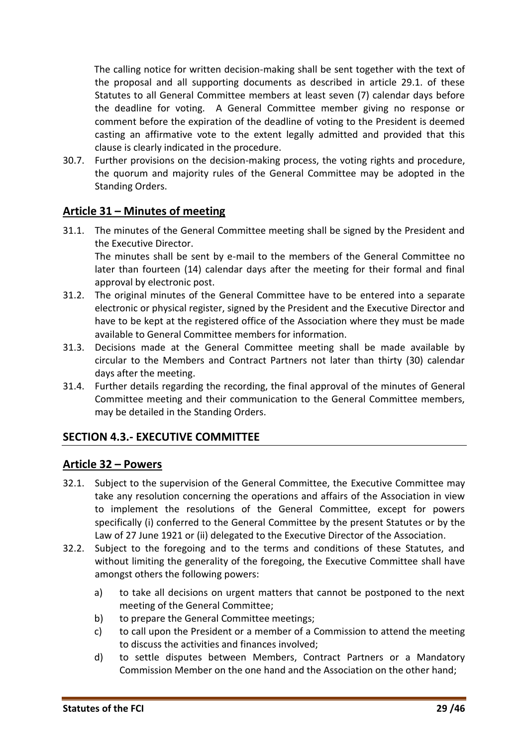The calling notice for written decision-making shall be sent together with the text of the proposal and all supporting documents as described in article 29.1. of these Statutes to all General Committee members at least seven (7) calendar days before the deadline for voting. A General Committee member giving no response or comment before the expiration of the deadline of voting to the President is deemed casting an affirmative vote to the extent legally admitted and provided that this clause is clearly indicated in the procedure.

30.7. Further provisions on the decision-making process, the voting rights and procedure, the quorum and majority rules of the General Committee may be adopted in the Standing Orders.

## Article 31 – Minutes of meeting

31.1. The minutes of the General Committee meeting shall be signed by the President and the Executive Director.
The minutes shall be sent by e-mail to the members of the General Committee no later than fourteen (14) calendar days after the meeting for their formal and final approval by electronic post.

31.2. The original minutes of the General Committee have to be entered into a separate electronic or physical register, signed by the President and the Executive Director and have to be kept at the registered office of the Association where they must be made available to General Committee members for information.

31.3. Decisions made at the General Committee meeting shall be made available by circular to the Members and Contract Partners not later than thirty (30) calendar days after the meeting.

31.4. Further details regarding the recording, the final approval of the minutes of General Committee meeting and their communication to the General Committee members, may be detailed in the Standing Orders.

## SECTION 4.3.- EXECUTIVE COMMITTEE

## Article 32 – Powers

32.1. Subject to the supervision of the General Committee, the Executive Committee may take any resolution concerning the operations and affairs of the Association in view to implement the resolutions of the General Committee, except for powers specifically (i) conferred to the General Committee by the present Statutes or by the Law of 27 June 1921 or (ii) delegated to the Executive Director of the Association.

32.2. Subject to the foregoing and to the terms and conditions of these Statutes, and without limiting the generality of the foregoing, the Executive Committee shall have amongst others the following powers:

a) to take all decisions on urgent matters that cannot be postponed to the next meeting of the General Committee;
b) to prepare the General Committee meetings;
c) to call upon the President or a member of a Commission to attend the meeting to discuss the activities and finances involved;
d) to settle disputes between Members, Contract Partners or a Mandatory Commission Member on the one hand and the Association on the other hand;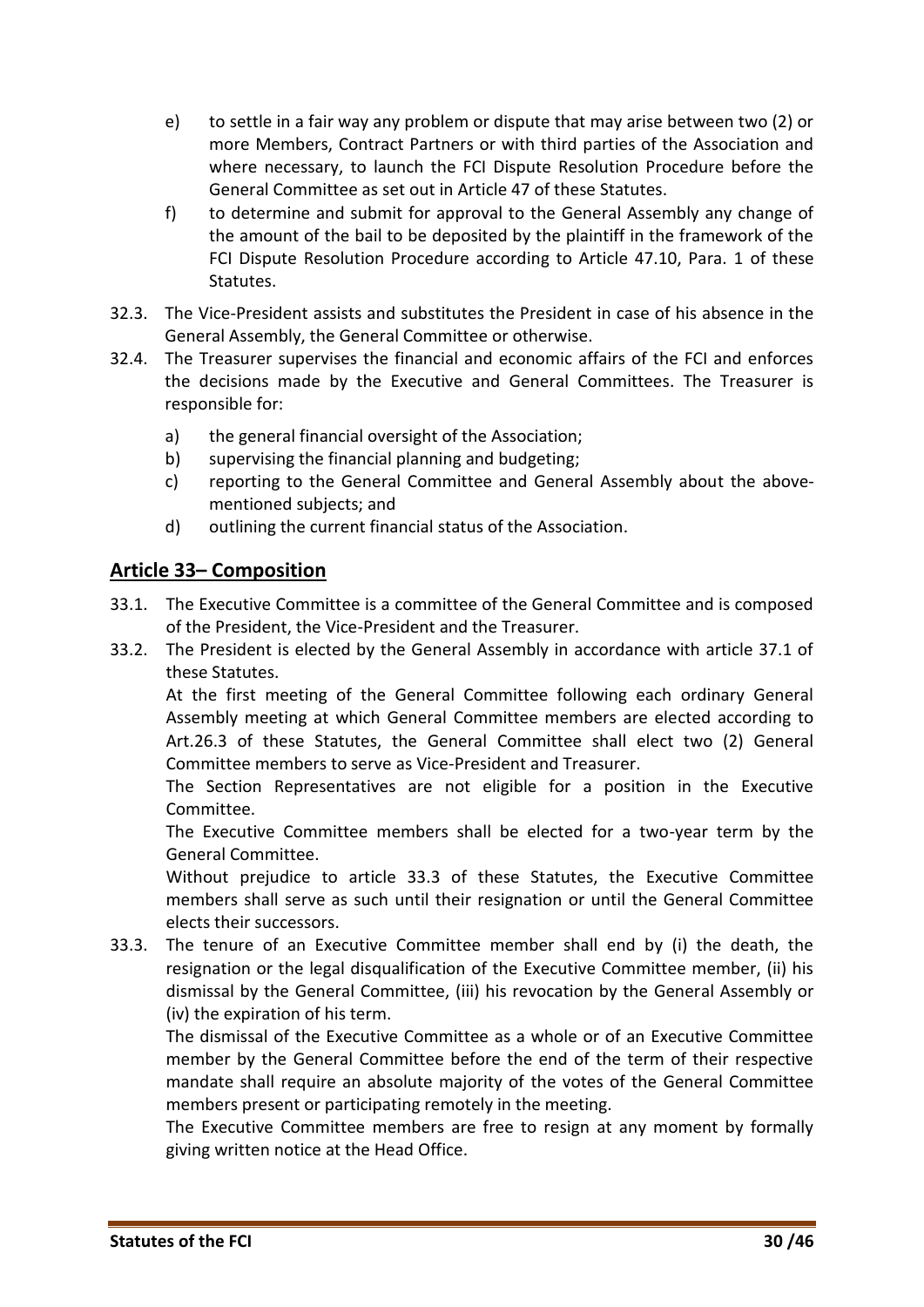e) to settle in a fair way any problem or dispute that may arise between two (2) or more Members, Contract Partners or with third parties of the Association and where necessary, to launch the FCI Dispute Resolution Procedure before the General Committee as set out in Article 47 of these Statutes.

f) to determine and submit for approval to the General Assembly any change of the amount of the bail to be deposited by the plaintiff in the framework of the FCI Dispute Resolution Procedure according to Article 47.10, Para. 1 of these Statutes.

32.3. The Vice-President assists and substitutes the President in case of his absence in the General Assembly, the General Committee or otherwise.

32.4. The Treasurer supervises the financial and economic affairs of the FCI and enforces the decisions made by the Executive and General Committees. The Treasurer is responsible for:

a) the general financial oversight of the Association;
b) supervising the financial planning and budgeting;
c) reporting to the General Committee and General Assembly about the above-mentioned subjects; and
d) outlining the current financial status of the Association.

## Article 33– Composition

33.1. The Executive Committee is a committee of the General Committee and is composed of the President, the Vice-President and the Treasurer.

33.2. The President is elected by the General Assembly in accordance with article 37.1 of these Statutes.

At the first meeting of the General Committee following each ordinary General Assembly meeting at which General Committee members are elected according to Art.26.3 of these Statutes, the General Committee shall elect two (2) General Committee members to serve as Vice-President and Treasurer.

The Section Representatives are not eligible for a position in the Executive Committee.

The Executive Committee members shall be elected for a two-year term by the General Committee.

Without prejudice to article 33.3 of these Statutes, the Executive Committee members shall serve as such until their resignation or until the General Committee elects their successors.

33.3. The tenure of an Executive Committee member shall end by (i) the death, the resignation or the legal disqualification of the Executive Committee member, (ii) his dismissal by the General Committee, (iii) his revocation by the General Assembly or (iv) the expiration of his term.

The dismissal of the Executive Committee as a whole or of an Executive Committee member by the General Committee before the end of the term of their respective mandate shall require an absolute majority of the votes of the General Committee members present or participating remotely in the meeting.

The Executive Committee members are free to resign at any moment by formally giving written notice at the Head Office.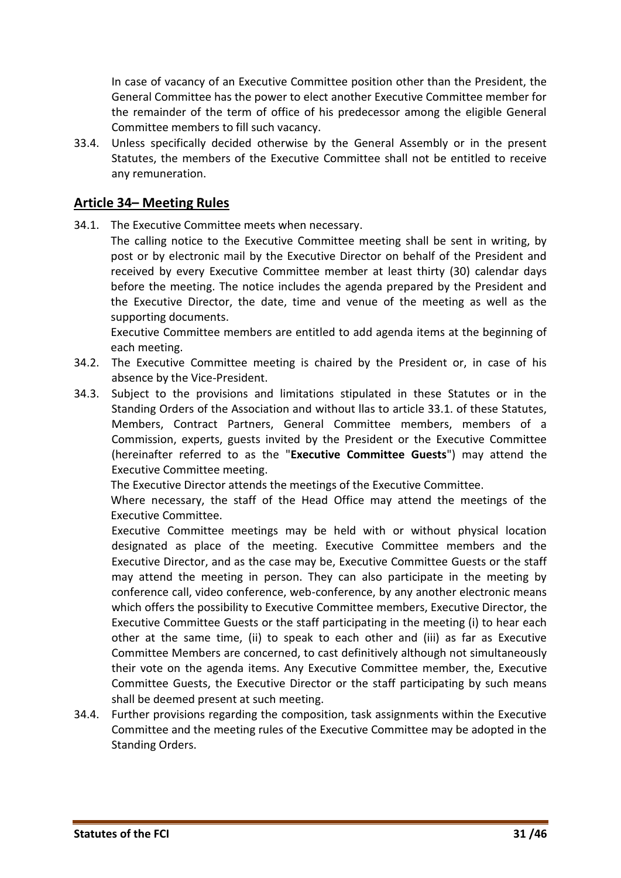In case of vacancy of an Executive Committee position other than the President, the General Committee has the power to elect another Executive Committee member for the remainder of the term of office of his predecessor among the eligible General Committee members to fill such vacancy.

33.4. Unless specifically decided otherwise by the General Assembly or in the present Statutes, the members of the Executive Committee shall not be entitled to receive any remuneration.

## Article 34– Meeting Rules

34.1. The Executive Committee meets when necessary.

The calling notice to the Executive Committee meeting shall be sent in writing, by post or by electronic mail by the Executive Director on behalf of the President and received by every Executive Committee member at least thirty (30) calendar days before the meeting. The notice includes the agenda prepared by the President and the Executive Director, the date, time and venue of the meeting as well as the supporting documents.

Executive Committee members are entitled to add agenda items at the beginning of each meeting.

34.2. The Executive Committee meeting is chaired by the President or, in case of his absence by the Vice-President.

34.3. Subject to the provisions and limitations stipulated in these Statutes or in the Standing Orders of the Association and without llas to article 33.1. of these Statutes, Members, Contract Partners, General Committee members, members of a Commission, experts, guests invited by the President or the Executive Committee (hereinafter referred to as the "**Executive Committee Guests**") may attend the Executive Committee meeting.

The Executive Director attends the meetings of the Executive Committee.

Where necessary, the staff of the Head Office may attend the meetings of the Executive Committee.

Executive Committee meetings may be held with or without physical location designated as place of the meeting. Executive Committee members and the Executive Director, and as the case may be, Executive Committee Guests or the staff may attend the meeting in person. They can also participate in the meeting by conference call, video conference, web-conference, by any another electronic means which offers the possibility to Executive Committee members, Executive Director, the Executive Committee Guests or the staff participating in the meeting (i) to hear each other at the same time, (ii) to speak to each other and (iii) as far as Executive Committee Members are concerned, to cast definitively although not simultaneously their vote on the agenda items. Any Executive Committee member, the, Executive Committee Guests, the Executive Director or the staff participating by such means shall be deemed present at such meeting.

34.4. Further provisions regarding the composition, task assignments within the Executive Committee and the meeting rules of the Executive Committee may be adopted in the Standing Orders.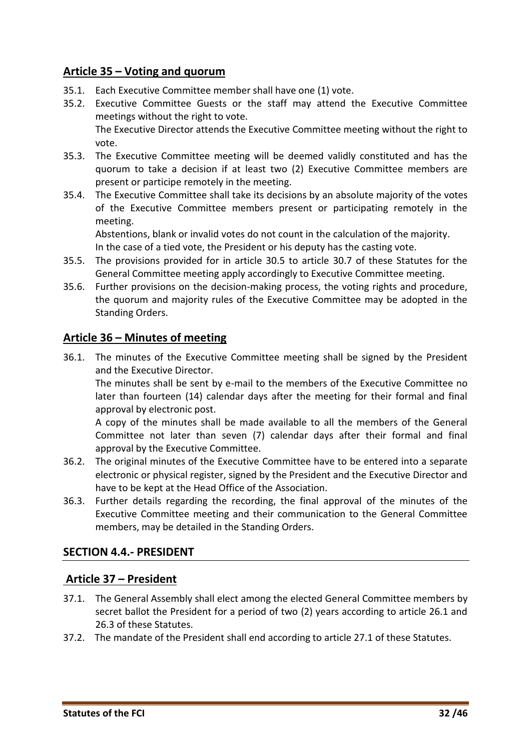## Article 35 – Voting and quorum

35.1. Each Executive Committee member shall have one (1) vote.

35.2. Executive Committee Guests or the staff may attend the Executive Committee meetings without the right to vote.
The Executive Director attends the Executive Committee meeting without the right to vote.

35.3. The Executive Committee meeting will be deemed validly constituted and has the quorum to take a decision if at least two (2) Executive Committee members are present or participe remotely in the meeting.

35.4. The Executive Committee shall take its decisions by an absolute majority of the votes of the Executive Committee members present or participating remotely in the meeting.
Abstentions, blank or invalid votes do not count in the calculation of the majority.
In the case of a tied vote, the President or his deputy has the casting vote.

35.5. The provisions provided for in article 30.5 to article 30.7 of these Statutes for the General Committee meeting apply accordingly to Executive Committee meeting.

35.6. Further provisions on the decision-making process, the voting rights and procedure, the quorum and majority rules of the Executive Committee may be adopted in the Standing Orders.

## Article 36 – Minutes of meeting

36.1. The minutes of the Executive Committee meeting shall be signed by the President and the Executive Director.
The minutes shall be sent by e-mail to the members of the Executive Committee no later than fourteen (14) calendar days after the meeting for their formal and final approval by electronic post.
A copy of the minutes shall be made available to all the members of the General Committee not later than seven (7) calendar days after their formal and final approval by the Executive Committee.

36.2. The original minutes of the Executive Committee have to be entered into a separate electronic or physical register, signed by the President and the Executive Director and have to be kept at the Head Office of the Association.

36.3. Further details regarding the recording, the final approval of the minutes of the Executive Committee meeting and their communication to the General Committee members, may be detailed in the Standing Orders.

# SECTION 4.4.- PRESIDENT

## Article 37 – President

37.1. The General Assembly shall elect among the elected General Committee members by secret ballot the President for a period of two (2) years according to article 26.1 and 26.3 of these Statutes.

37.2. The mandate of the President shall end according to article 27.1 of these Statutes.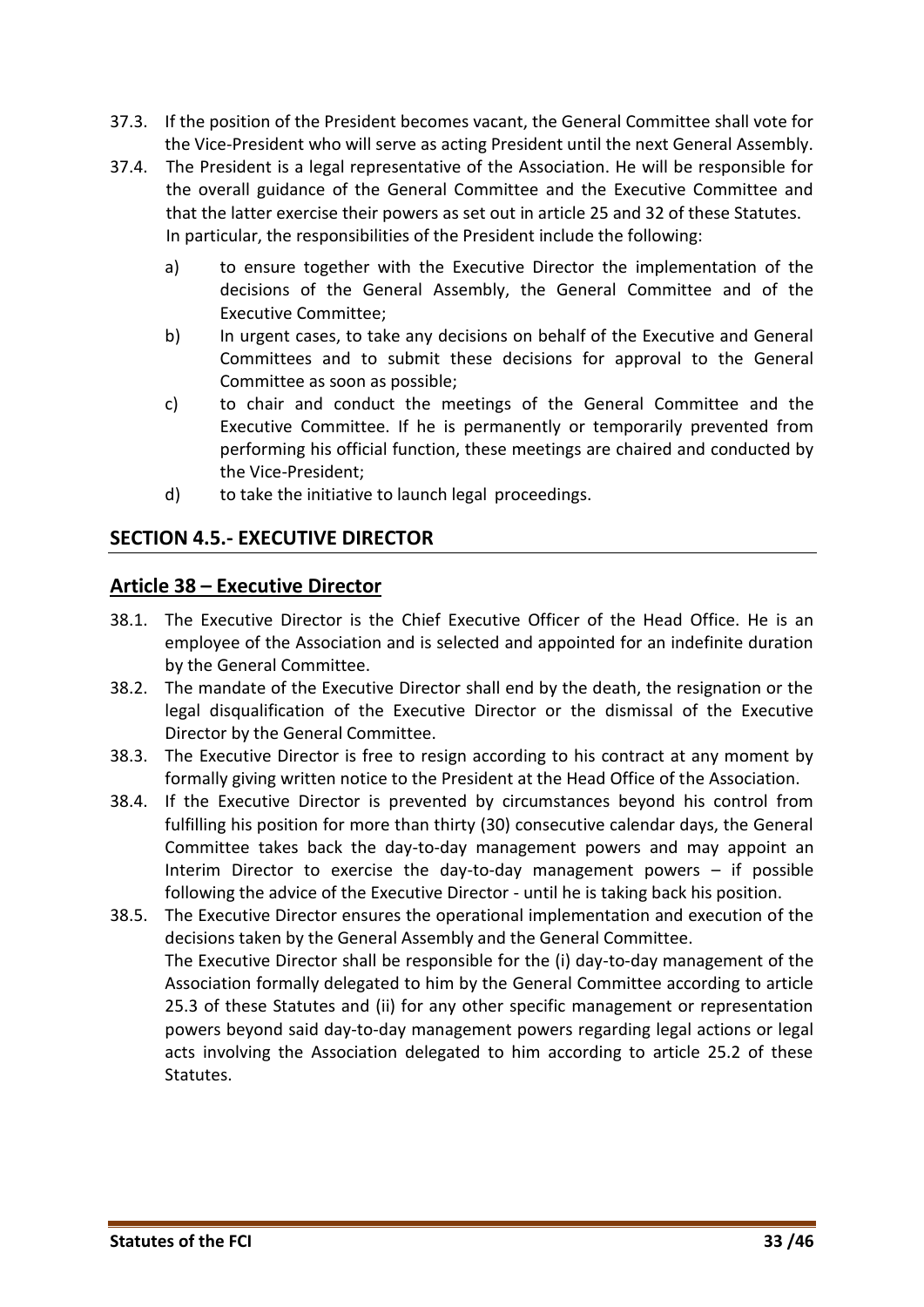37.3. If the position of the President becomes vacant, the General Committee shall vote for the Vice-President who will serve as acting President until the next General Assembly.

37.4. The President is a legal representative of the Association. He will be responsible for the overall guidance of the General Committee and the Executive Committee and that the latter exercise their powers as set out in article 25 and 32 of these Statutes. In particular, the responsibilities of the President include the following:

a) to ensure together with the Executive Director the implementation of the decisions of the General Assembly, the General Committee and of the Executive Committee;

b) In urgent cases, to take any decisions on behalf of the Executive and General Committees and to submit these decisions for approval to the General Committee as soon as possible;

c) to chair and conduct the meetings of the General Committee and the Executive Committee. If he is permanently or temporarily prevented from performing his official function, these meetings are chaired and conducted by the Vice-President;

d) to take the initiative to launch legal proceedings.

## SECTION 4.5.- EXECUTIVE DIRECTOR

### Article 38 – Executive Director

38.1. The Executive Director is the Chief Executive Officer of the Head Office. He is an employee of the Association and is selected and appointed for an indefinite duration by the General Committee.

38.2. The mandate of the Executive Director shall end by the death, the resignation or the legal disqualification of the Executive Director or the dismissal of the Executive Director by the General Committee.

38.3. The Executive Director is free to resign according to his contract at any moment by formally giving written notice to the President at the Head Office of the Association.

38.4. If the Executive Director is prevented by circumstances beyond his control from fulfilling his position for more than thirty (30) consecutive calendar days, the General Committee takes back the day-to-day management powers and may appoint an Interim Director to exercise the day-to-day management powers – if possible following the advice of the Executive Director - until he is taking back his position.

38.5. The Executive Director ensures the operational implementation and execution of the decisions taken by the General Assembly and the General Committee.
The Executive Director shall be responsible for the (i) day-to-day management of the Association formally delegated to him by the General Committee according to article 25.3 of these Statutes and (ii) for any other specific management or representation powers beyond said day-to-day management powers regarding legal actions or legal acts involving the Association delegated to him according to article 25.2 of these Statutes.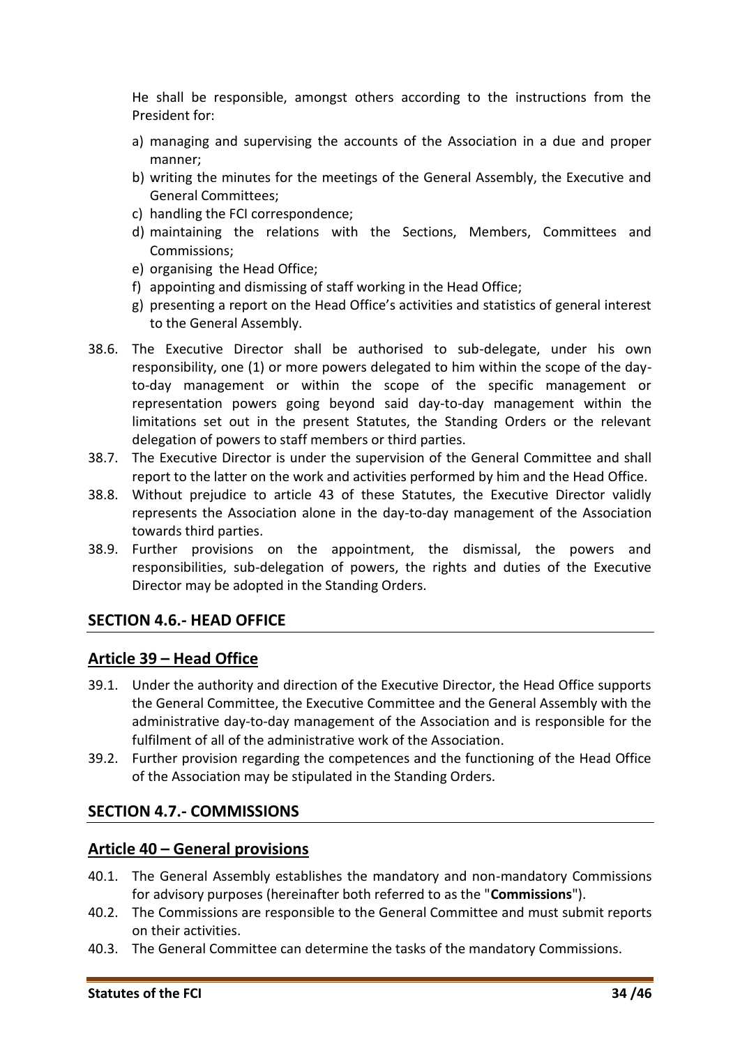He shall be responsible, amongst others according to the instructions from the President for:

a) managing and supervising the accounts of the Association in a due and proper manner;
b) writing the minutes for the meetings of the General Assembly, the Executive and General Committees;
c) handling the FCI correspondence;
d) maintaining the relations with the Sections, Members, Committees and Commissions;
e) organising the Head Office;
f) appointing and dismissing of staff working in the Head Office;
g) presenting a report on the Head Office's activities and statistics of general interest to the General Assembly.

38.6. The Executive Director shall be authorised to sub-delegate, under his own responsibility, one (1) or more powers delegated to him within the scope of the day-to-day management or within the scope of the specific management or representation powers going beyond said day-to-day management within the limitations set out in the present Statutes, the Standing Orders or the relevant delegation of powers to staff members or third parties.

38.7. The Executive Director is under the supervision of the General Committee and shall report to the latter on the work and activities performed by him and the Head Office.

38.8. Without prejudice to article 43 of these Statutes, the Executive Director validly represents the Association alone in the day-to-day management of the Association towards third parties.

38.9. Further provisions on the appointment, the dismissal, the powers and responsibilities, sub-delegation of powers, the rights and duties of the Executive Director may be adopted in the Standing Orders.

## SECTION 4.6.- HEAD OFFICE

### Article 39 – Head Office

39.1. Under the authority and direction of the Executive Director, the Head Office supports the General Committee, the Executive Committee and the General Assembly with the administrative day-to-day management of the Association and is responsible for the fulfilment of all of the administrative work of the Association.

39.2. Further provision regarding the competences and the functioning of the Head Office of the Association may be stipulated in the Standing Orders.

## SECTION 4.7.- COMMISSIONS

### Article 40 – General provisions

40.1. The General Assembly establishes the mandatory and non-mandatory Commissions for advisory purposes (hereinafter both referred to as the "**Commissions**").

40.2. The Commissions are responsible to the General Committee and must submit reports on their activities.

40.3. The General Committee can determine the tasks of the mandatory Commissions.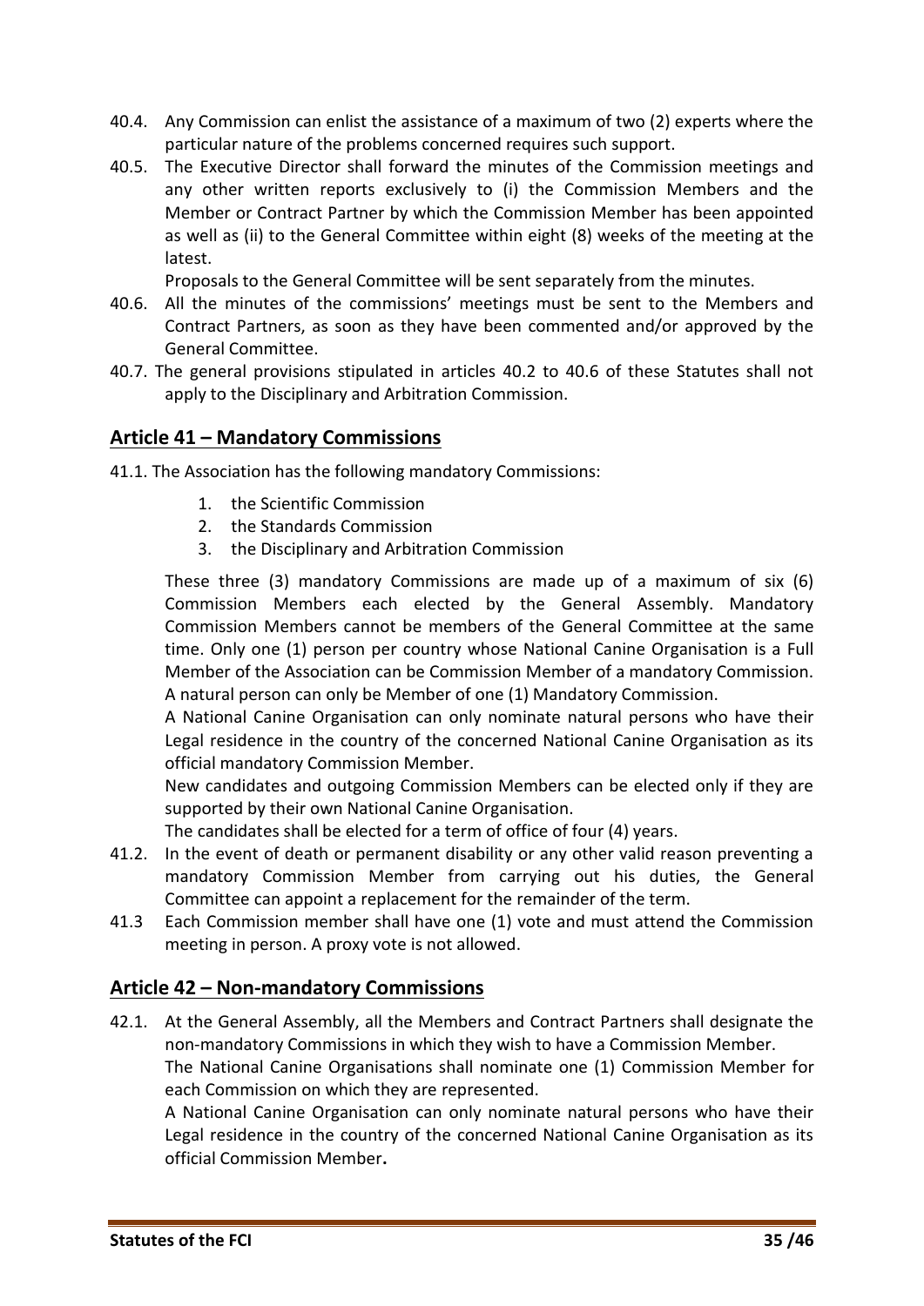40.4. Any Commission can enlist the assistance of a maximum of two (2) experts where the particular nature of the problems concerned requires such support.

40.5. The Executive Director shall forward the minutes of the Commission meetings and any other written reports exclusively to (i) the Commission Members and the Member or Contract Partner by which the Commission Member has been appointed as well as (ii) to the General Committee within eight (8) weeks of the meeting at the latest.

Proposals to the General Committee will be sent separately from the minutes.

40.6. All the minutes of the commissions' meetings must be sent to the Members and Contract Partners, as soon as they have been commented and/or approved by the General Committee.

40.7. The general provisions stipulated in articles 40.2 to 40.6 of these Statutes shall not apply to the Disciplinary and Arbitration Commission.

## Article 41 – Mandatory Commissions

41.1. The Association has the following mandatory Commissions:

1. the Scientific Commission
2. the Standards Commission
3. the Disciplinary and Arbitration Commission

These three (3) mandatory Commissions are made up of a maximum of six (6) Commission Members each elected by the General Assembly. Mandatory Commission Members cannot be members of the General Committee at the same time. Only one (1) person per country whose National Canine Organisation is a Full Member of the Association can be Commission Member of a mandatory Commission. A natural person can only be Member of one (1) Mandatory Commission.

A National Canine Organisation can only nominate natural persons who have their Legal residence in the country of the concerned National Canine Organisation as its official mandatory Commission Member.

New candidates and outgoing Commission Members can be elected only if they are supported by their own National Canine Organisation.

The candidates shall be elected for a term of office of four (4) years.

41.2. In the event of death or permanent disability or any other valid reason preventing a mandatory Commission Member from carrying out his duties, the General Committee can appoint a replacement for the remainder of the term.

41.3 Each Commission member shall have one (1) vote and must attend the Commission meeting in person. A proxy vote is not allowed.

## Article 42 – Non-mandatory Commissions

42.1. At the General Assembly, all the Members and Contract Partners shall designate the non-mandatory Commissions in which they wish to have a Commission Member.

The National Canine Organisations shall nominate one (1) Commission Member for each Commission on which they are represented.

A National Canine Organisation can only nominate natural persons who have their Legal residence in the country of the concerned National Canine Organisation as its official Commission Member**.**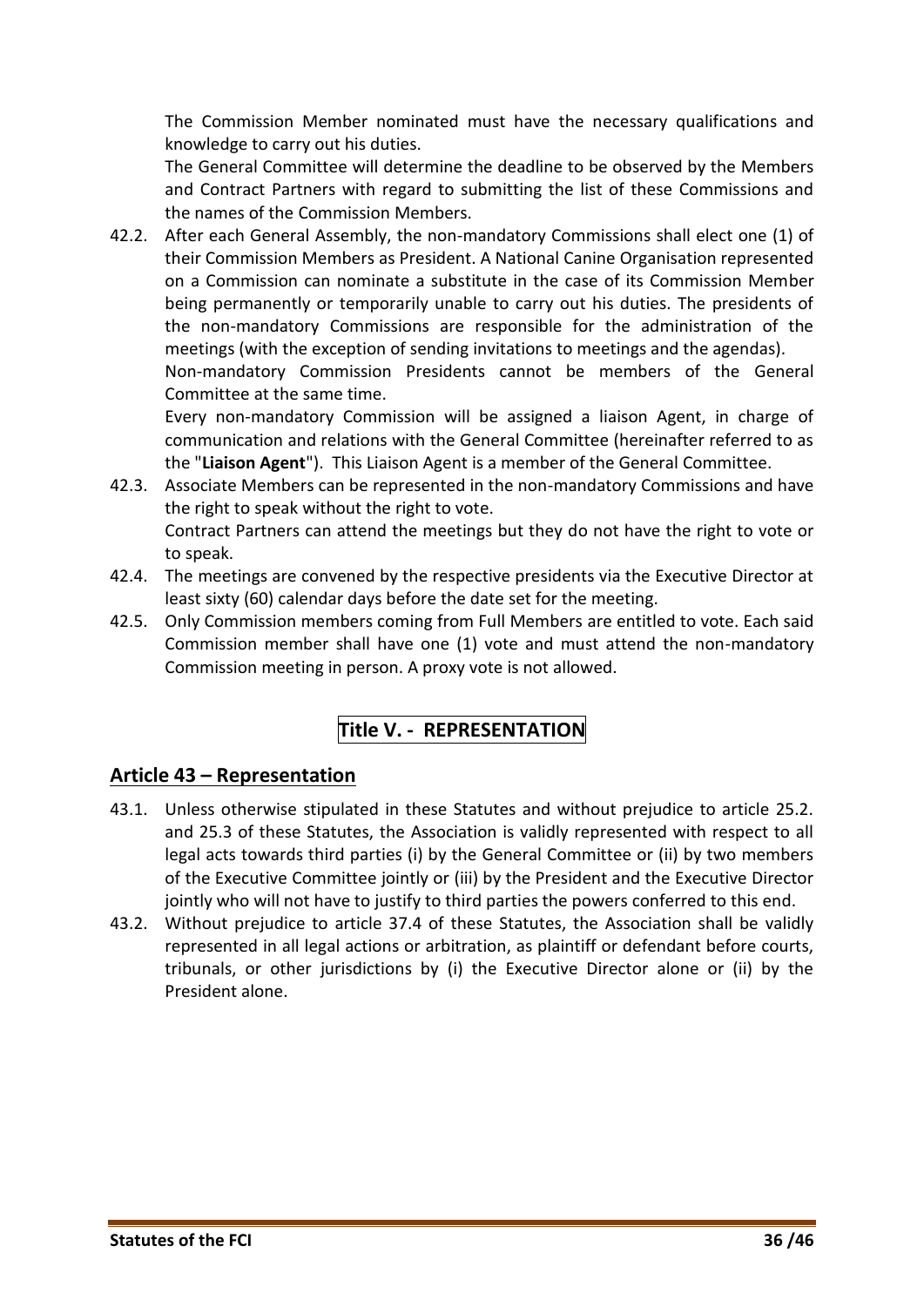The Commission Member nominated must have the necessary qualifications and knowledge to carry out his duties.

The General Committee will determine the deadline to be observed by the Members and Contract Partners with regard to submitting the list of these Commissions and the names of the Commission Members.

42.2. After each General Assembly, the non-mandatory Commissions shall elect one (1) of their Commission Members as President. A National Canine Organisation represented on a Commission can nominate a substitute in the case of its Commission Member being permanently or temporarily unable to carry out his duties. The presidents of the non-mandatory Commissions are responsible for the administration of the meetings (with the exception of sending invitations to meetings and the agendas).

Non-mandatory Commission Presidents cannot be members of the General Committee at the same time.

Every non-mandatory Commission will be assigned a liaison Agent, in charge of communication and relations with the General Committee (hereinafter referred to as the "**Liaison Agent**"). This Liaison Agent is a member of the General Committee.

42.3. Associate Members can be represented in the non-mandatory Commissions and have the right to speak without the right to vote.

Contract Partners can attend the meetings but they do not have the right to vote or to speak.

42.4. The meetings are convened by the respective presidents via the Executive Director at least sixty (60) calendar days before the date set for the meeting.

42.5. Only Commission members coming from Full Members are entitled to vote. Each said Commission member shall have one (1) vote and must attend the non-mandatory Commission meeting in person. A proxy vote is not allowed.

# Title V. - REPRESENTATION

## Article 43 – Representation

43.1. Unless otherwise stipulated in these Statutes and without prejudice to article 25.2. and 25.3 of these Statutes, the Association is validly represented with respect to all legal acts towards third parties (i) by the General Committee or (ii) by two members of the Executive Committee jointly or (iii) by the President and the Executive Director jointly who will not have to justify to third parties the powers conferred to this end.

43.2. Without prejudice to article 37.4 of these Statutes, the Association shall be validly represented in all legal actions or arbitration, as plaintiff or defendant before courts, tribunals, or other jurisdictions by (i) the Executive Director alone or (ii) by the President alone.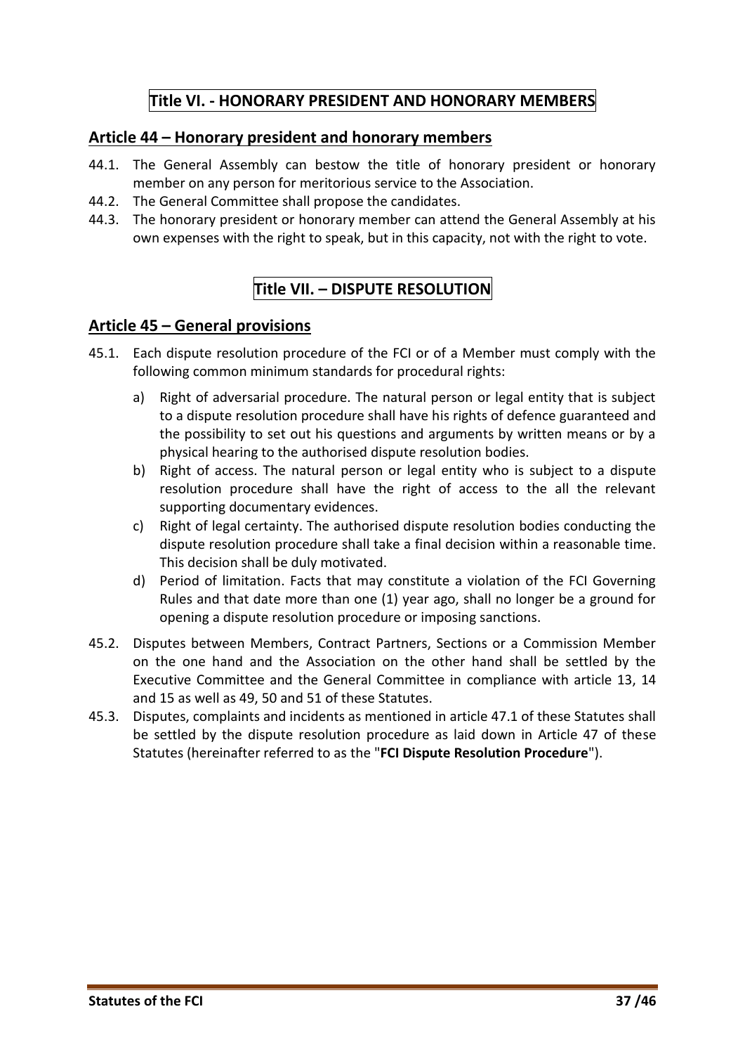# Title VI. - HONORARY PRESIDENT AND HONORARY MEMBERS

## Article 44 – Honorary president and honorary members

44.1. The General Assembly can bestow the title of honorary president or honorary member on any person for meritorious service to the Association.

44.2. The General Committee shall propose the candidates.

44.3. The honorary president or honorary member can attend the General Assembly at his own expenses with the right to speak, but in this capacity, not with the right to vote.

# Title VII. – DISPUTE RESOLUTION

## Article 45 – General provisions

45.1. Each dispute resolution procedure of the FCI or of a Member must comply with the following common minimum standards for procedural rights:

a) Right of adversarial procedure. The natural person or legal entity that is subject to a dispute resolution procedure shall have his rights of defence guaranteed and the possibility to set out his questions and arguments by written means or by a physical hearing to the authorised dispute resolution bodies.

b) Right of access. The natural person or legal entity who is subject to a dispute resolution procedure shall have the right of access to the all the relevant supporting documentary evidences.

c) Right of legal certainty. The authorised dispute resolution bodies conducting the dispute resolution procedure shall take a final decision within a reasonable time. This decision shall be duly motivated.

d) Period of limitation. Facts that may constitute a violation of the FCI Governing Rules and that date more than one (1) year ago, shall no longer be a ground for opening a dispute resolution procedure or imposing sanctions.

45.2. Disputes between Members, Contract Partners, Sections or a Commission Member on the one hand and the Association on the other hand shall be settled by the Executive Committee and the General Committee in compliance with article 13, 14 and 15 as well as 49, 50 and 51 of these Statutes.

45.3. Disputes, complaints and incidents as mentioned in article 47.1 of these Statutes shall be settled by the dispute resolution procedure as laid down in Article 47 of these Statutes (hereinafter referred to as the "**FCI Dispute Resolution Procedure**").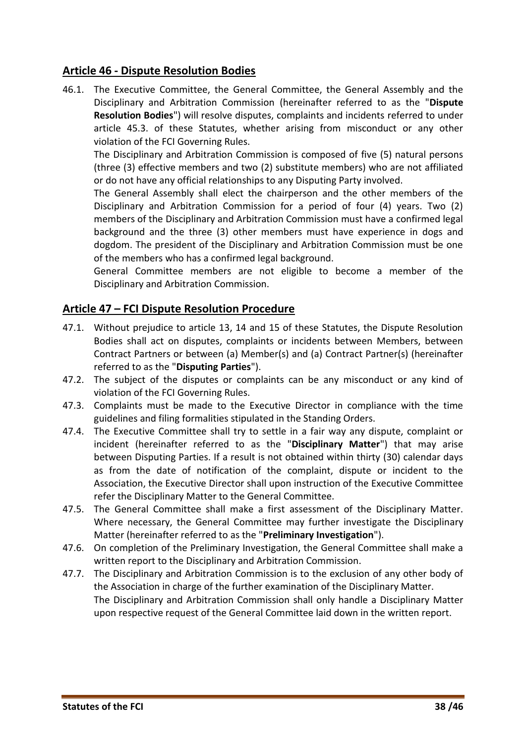## Article 46 - Dispute Resolution Bodies

46.1. The Executive Committee, the General Committee, the General Assembly and the Disciplinary and Arbitration Commission (hereinafter referred to as the "**Dispute Resolution Bodies**") will resolve disputes, complaints and incidents referred to under article 45.3. of these Statutes, whether arising from misconduct or any other violation of the FCI Governing Rules.

The Disciplinary and Arbitration Commission is composed of five (5) natural persons (three (3) effective members and two (2) substitute members) who are not affiliated or do not have any official relationships to any Disputing Party involved.

The General Assembly shall elect the chairperson and the other members of the Disciplinary and Arbitration Commission for a period of four (4) years. Two (2) members of the Disciplinary and Arbitration Commission must have a confirmed legal background and the three (3) other members must have experience in dogs and dogdom. The president of the Disciplinary and Arbitration Commission must be one of the members who has a confirmed legal background.

General Committee members are not eligible to become a member of the Disciplinary and Arbitration Commission.

## Article 47 – FCI Dispute Resolution Procedure

47.1. Without prejudice to article 13, 14 and 15 of these Statutes, the Dispute Resolution Bodies shall act on disputes, complaints or incidents between Members, between Contract Partners or between (a) Member(s) and (a) Contract Partner(s) (hereinafter referred to as the "**Disputing Parties**").

47.2. The subject of the disputes or complaints can be any misconduct or any kind of violation of the FCI Governing Rules.

47.3. Complaints must be made to the Executive Director in compliance with the time guidelines and filing formalities stipulated in the Standing Orders.

47.4. The Executive Committee shall try to settle in a fair way any dispute, complaint or incident (hereinafter referred to as the "**Disciplinary Matter**") that may arise between Disputing Parties. If a result is not obtained within thirty (30) calendar days as from the date of notification of the complaint, dispute or incident to the Association, the Executive Director shall upon instruction of the Executive Committee refer the Disciplinary Matter to the General Committee.

47.5. The General Committee shall make a first assessment of the Disciplinary Matter. Where necessary, the General Committee may further investigate the Disciplinary Matter (hereinafter referred to as the "**Preliminary Investigation**").

47.6. On completion of the Preliminary Investigation, the General Committee shall make a written report to the Disciplinary and Arbitration Commission.

47.7. The Disciplinary and Arbitration Commission is to the exclusion of any other body of the Association in charge of the further examination of the Disciplinary Matter.

The Disciplinary and Arbitration Commission shall only handle a Disciplinary Matter upon respective request of the General Committee laid down in the written report.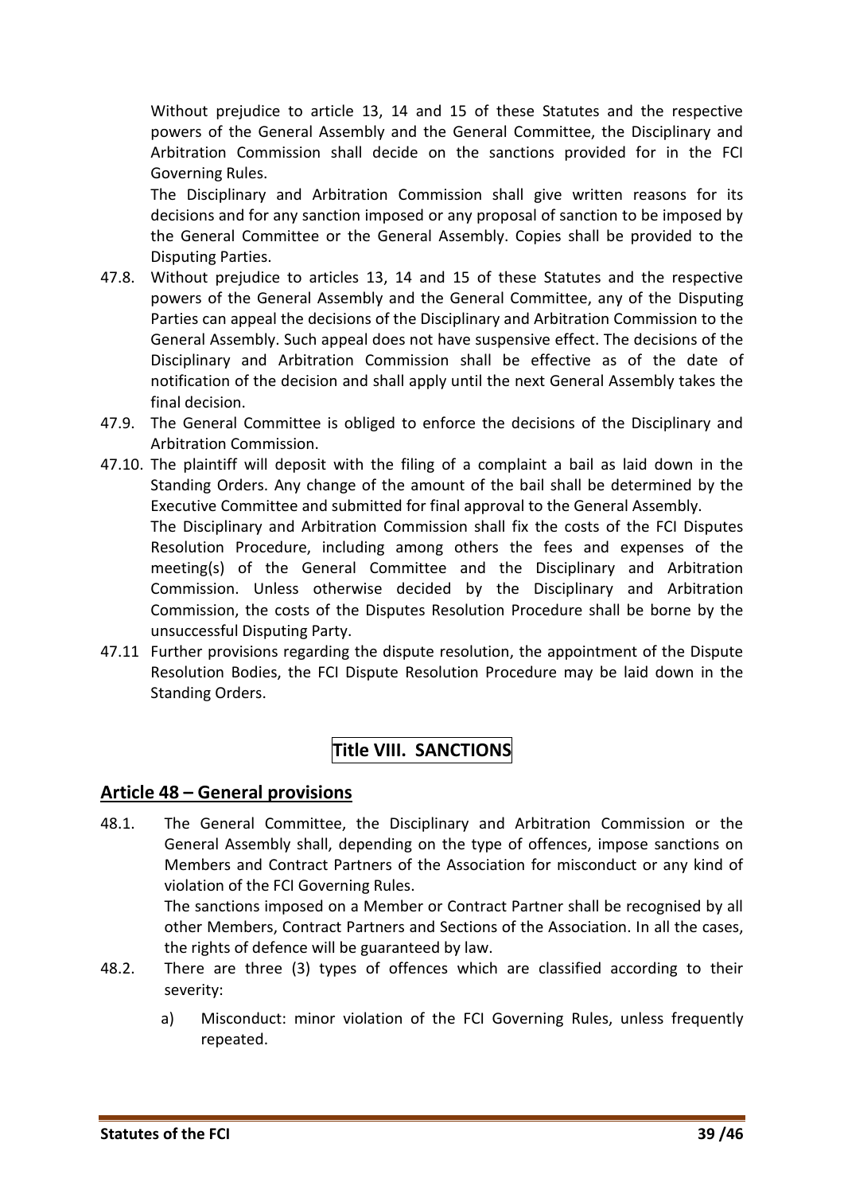Without prejudice to article 13, 14 and 15 of these Statutes and the respective powers of the General Assembly and the General Committee, the Disciplinary and Arbitration Commission shall decide on the sanctions provided for in the FCI Governing Rules.

The Disciplinary and Arbitration Commission shall give written reasons for its decisions and for any sanction imposed or any proposal of sanction to be imposed by the General Committee or the General Assembly. Copies shall be provided to the Disputing Parties.

47.8. Without prejudice to articles 13, 14 and 15 of these Statutes and the respective powers of the General Assembly and the General Committee, any of the Disputing Parties can appeal the decisions of the Disciplinary and Arbitration Commission to the General Assembly. Such appeal does not have suspensive effect. The decisions of the Disciplinary and Arbitration Commission shall be effective as of the date of notification of the decision and shall apply until the next General Assembly takes the final decision.

47.9. The General Committee is obliged to enforce the decisions of the Disciplinary and Arbitration Commission.

47.10. The plaintiff will deposit with the filing of a complaint a bail as laid down in the Standing Orders. Any change of the amount of the bail shall be determined by the Executive Committee and submitted for final approval to the General Assembly.

The Disciplinary and Arbitration Commission shall fix the costs of the FCI Disputes Resolution Procedure, including among others the fees and expenses of the meeting(s) of the General Committee and the Disciplinary and Arbitration Commission. Unless otherwise decided by the Disciplinary and Arbitration Commission, the costs of the Disputes Resolution Procedure shall be borne by the unsuccessful Disputing Party.

47.11 Further provisions regarding the dispute resolution, the appointment of the Dispute Resolution Bodies, the FCI Dispute Resolution Procedure may be laid down in the Standing Orders.

# Title VIII. SANCTIONS

## Article 48 – General provisions

48.1. The General Committee, the Disciplinary and Arbitration Commission or the General Assembly shall, depending on the type of offences, impose sanctions on Members and Contract Partners of the Association for misconduct or any kind of violation of the FCI Governing Rules.

The sanctions imposed on a Member or Contract Partner shall be recognised by all other Members, Contract Partners and Sections of the Association. In all the cases, the rights of defence will be guaranteed by law.

48.2. There are three (3) types of offences which are classified according to their severity:

a) Misconduct: minor violation of the FCI Governing Rules, unless frequently repeated.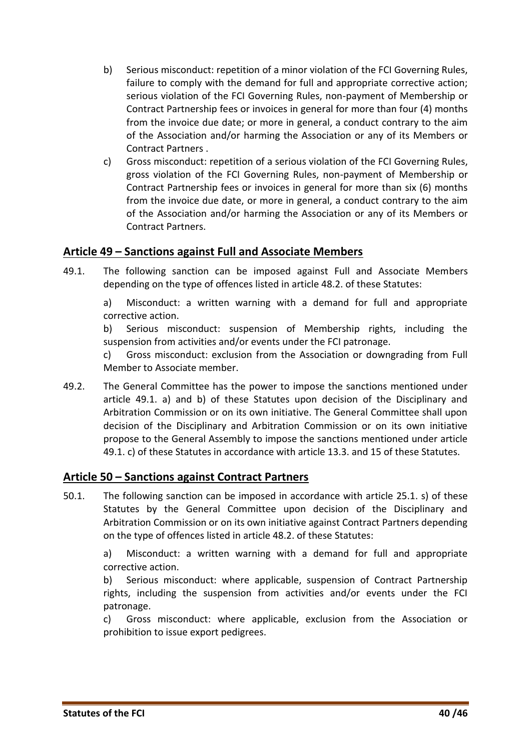b) Serious misconduct: repetition of a minor violation of the FCI Governing Rules, failure to comply with the demand for full and appropriate corrective action; serious violation of the FCI Governing Rules, non-payment of Membership or Contract Partnership fees or invoices in general for more than four (4) months from the invoice due date; or more in general, a conduct contrary to the aim of the Association and/or harming the Association or any of its Members or Contract Partners .

c) Gross misconduct: repetition of a serious violation of the FCI Governing Rules, gross violation of the FCI Governing Rules, non-payment of Membership or Contract Partnership fees or invoices in general for more than six (6) months from the invoice due date, or more in general, a conduct contrary to the aim of the Association and/or harming the Association or any of its Members or Contract Partners.

## Article 49 – Sanctions against Full and Associate Members

49.1. The following sanction can be imposed against Full and Associate Members depending on the type of offences listed in article 48.2. of these Statutes:

a) Misconduct: a written warning with a demand for full and appropriate corrective action.

b) Serious misconduct: suspension of Membership rights, including the suspension from activities and/or events under the FCI patronage.

c) Gross misconduct: exclusion from the Association or downgrading from Full Member to Associate member.

49.2. The General Committee has the power to impose the sanctions mentioned under article 49.1. a) and b) of these Statutes upon decision of the Disciplinary and Arbitration Commission or on its own initiative. The General Committee shall upon decision of the Disciplinary and Arbitration Commission or on its own initiative propose to the General Assembly to impose the sanctions mentioned under article 49.1. c) of these Statutes in accordance with article 13.3. and 15 of these Statutes.

## Article 50 – Sanctions against Contract Partners

50.1. The following sanction can be imposed in accordance with article 25.1. s) of these Statutes by the General Committee upon decision of the Disciplinary and Arbitration Commission or on its own initiative against Contract Partners depending on the type of offences listed in article 48.2. of these Statutes:

a) Misconduct: a written warning with a demand for full and appropriate corrective action.

b) Serious misconduct: where applicable, suspension of Contract Partnership rights, including the suspension from activities and/or events under the FCI patronage.

c) Gross misconduct: where applicable, exclusion from the Association or prohibition to issue export pedigrees.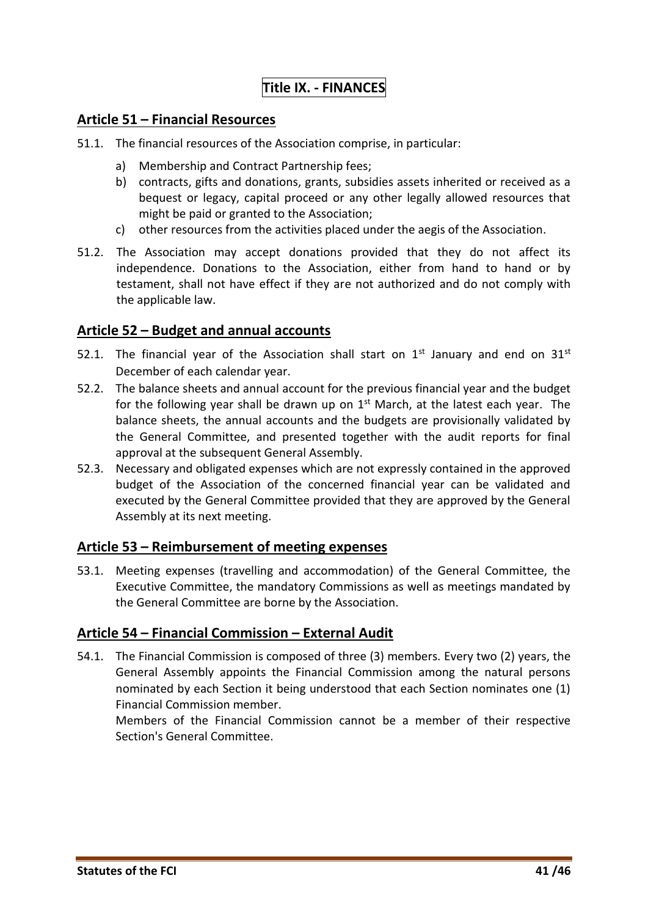# Title IX. - FINANCES

## Article 51 – Financial Resources

51.1. The financial resources of the Association comprise, in particular:

a) Membership and Contract Partnership fees;

b) contracts, gifts and donations, grants, subsidies assets inherited or received as a bequest or legacy, capital proceed or any other legally allowed resources that might be paid or granted to the Association;

c) other resources from the activities placed under the aegis of the Association.

51.2. The Association may accept donations provided that they do not affect its independence. Donations to the Association, either from hand to hand or by testament, shall not have effect if they are not authorized and do not comply with the applicable law.

## Article 52 – Budget and annual accounts

52.1. The financial year of the Association shall start on 1st January and end on 31st December of each calendar year.

52.2. The balance sheets and annual account for the previous financial year and the budget for the following year shall be drawn up on 1st March, at the latest each year. The balance sheets, the annual accounts and the budgets are provisionally validated by the General Committee, and presented together with the audit reports for final approval at the subsequent General Assembly.

52.3. Necessary and obligated expenses which are not expressly contained in the approved budget of the Association of the concerned financial year can be validated and executed by the General Committee provided that they are approved by the General Assembly at its next meeting.

## Article 53 – Reimbursement of meeting expenses

53.1. Meeting expenses (travelling and accommodation) of the General Committee, the Executive Committee, the mandatory Commissions as well as meetings mandated by the General Committee are borne by the Association.

## Article 54 – Financial Commission – External Audit

54.1. The Financial Commission is composed of three (3) members. Every two (2) years, the General Assembly appoints the Financial Commission among the natural persons nominated by each Section it being understood that each Section nominates one (1) Financial Commission member.

Members of the Financial Commission cannot be a member of their respective Section's General Committee.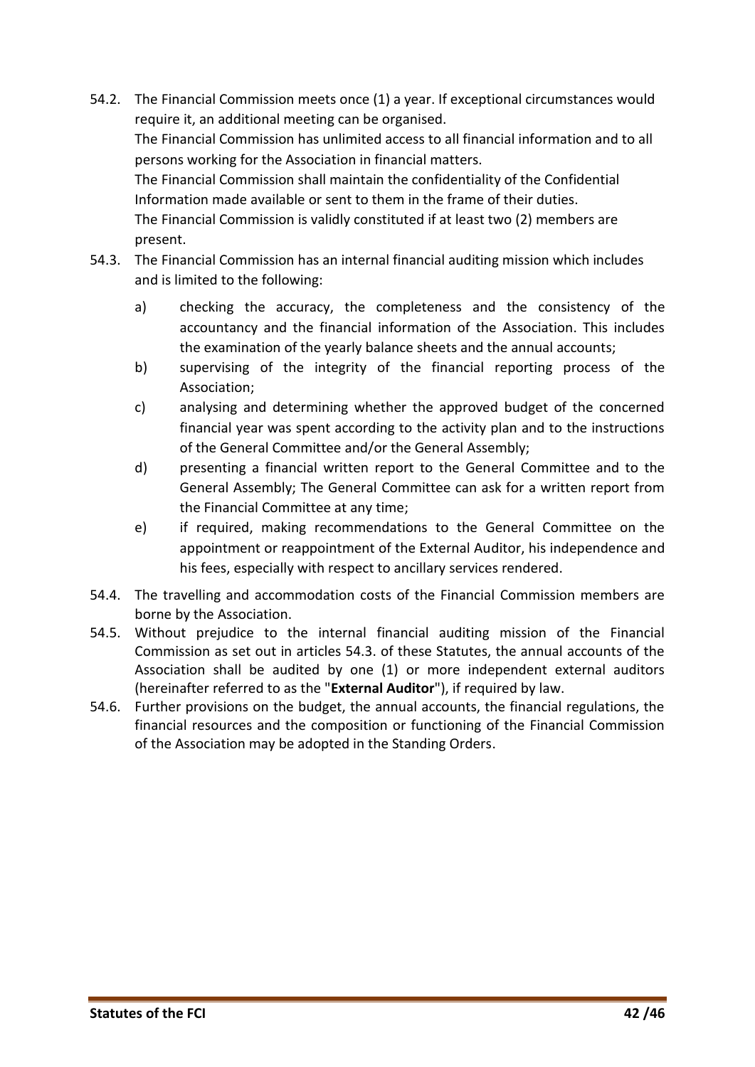54.2. The Financial Commission meets once (1) a year. If exceptional circumstances would require it, an additional meeting can be organised.
The Financial Commission has unlimited access to all financial information and to all persons working for the Association in financial matters.
The Financial Commission shall maintain the confidentiality of the Confidential Information made available or sent to them in the frame of their duties.
The Financial Commission is validly constituted if at least two (2) members are present.

54.3. The Financial Commission has an internal financial auditing mission which includes and is limited to the following:

a) checking the accuracy, the completeness and the consistency of the accountancy and the financial information of the Association. This includes the examination of the yearly balance sheets and the annual accounts;

b) supervising of the integrity of the financial reporting process of the Association;

c) analysing and determining whether the approved budget of the concerned financial year was spent according to the activity plan and to the instructions of the General Committee and/or the General Assembly;

d) presenting a financial written report to the General Committee and to the General Assembly; The General Committee can ask for a written report from the Financial Committee at any time;

e) if required, making recommendations to the General Committee on the appointment or reappointment of the External Auditor, his independence and his fees, especially with respect to ancillary services rendered.

54.4. The travelling and accommodation costs of the Financial Commission members are borne by the Association.

54.5. Without prejudice to the internal financial auditing mission of the Financial Commission as set out in articles 54.3. of these Statutes, the annual accounts of the Association shall be audited by one (1) or more independent external auditors (hereinafter referred to as the "**External Auditor**"), if required by law.

54.6. Further provisions on the budget, the annual accounts, the financial regulations, the financial resources and the composition or functioning of the Financial Commission of the Association may be adopted in the Standing Orders.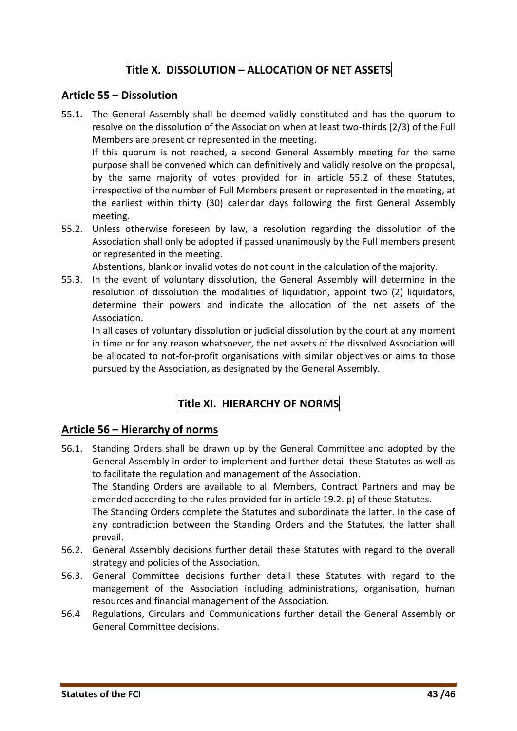# Title X. DISSOLUTION – ALLOCATION OF NET ASSETS

## Article 55 – Dissolution

55.1. The General Assembly shall be deemed validly constituted and has the quorum to resolve on the dissolution of the Association when at least two-thirds (2/3) of the Full Members are present or represented in the meeting.

If this quorum is not reached, a second General Assembly meeting for the same purpose shall be convened which can definitively and validly resolve on the proposal, by the same majority of votes provided for in article 55.2 of these Statutes, irrespective of the number of Full Members present or represented in the meeting, at the earliest within thirty (30) calendar days following the first General Assembly meeting.

55.2. Unless otherwise foreseen by law, a resolution regarding the dissolution of the Association shall only be adopted if passed unanimously by the Full members present or represented in the meeting.

Abstentions, blank or invalid votes do not count in the calculation of the majority.

55.3. In the event of voluntary dissolution, the General Assembly will determine in the resolution of dissolution the modalities of liquidation, appoint two (2) liquidators, determine their powers and indicate the allocation of the net assets of the Association.

In all cases of voluntary dissolution or judicial dissolution by the court at any moment in time or for any reason whatsoever, the net assets of the dissolved Association will be allocated to not-for-profit organisations with similar objectives or aims to those pursued by the Association, as designated by the General Assembly.

# Title XI. HIERARCHY OF NORMS

## Article 56 – Hierarchy of norms

56.1. Standing Orders shall be drawn up by the General Committee and adopted by the General Assembly in order to implement and further detail these Statutes as well as to facilitate the regulation and management of the Association.

The Standing Orders are available to all Members, Contract Partners and may be amended according to the rules provided for in article 19.2. p) of these Statutes.

The Standing Orders complete the Statutes and subordinate the latter. In the case of any contradiction between the Standing Orders and the Statutes, the latter shall prevail.

56.2. General Assembly decisions further detail these Statutes with regard to the overall strategy and policies of the Association.

56.3. General Committee decisions further detail these Statutes with regard to the management of the Association including administrations, organisation, human resources and financial management of the Association.

56.4 Regulations, Circulars and Communications further detail the General Assembly or General Committee decisions.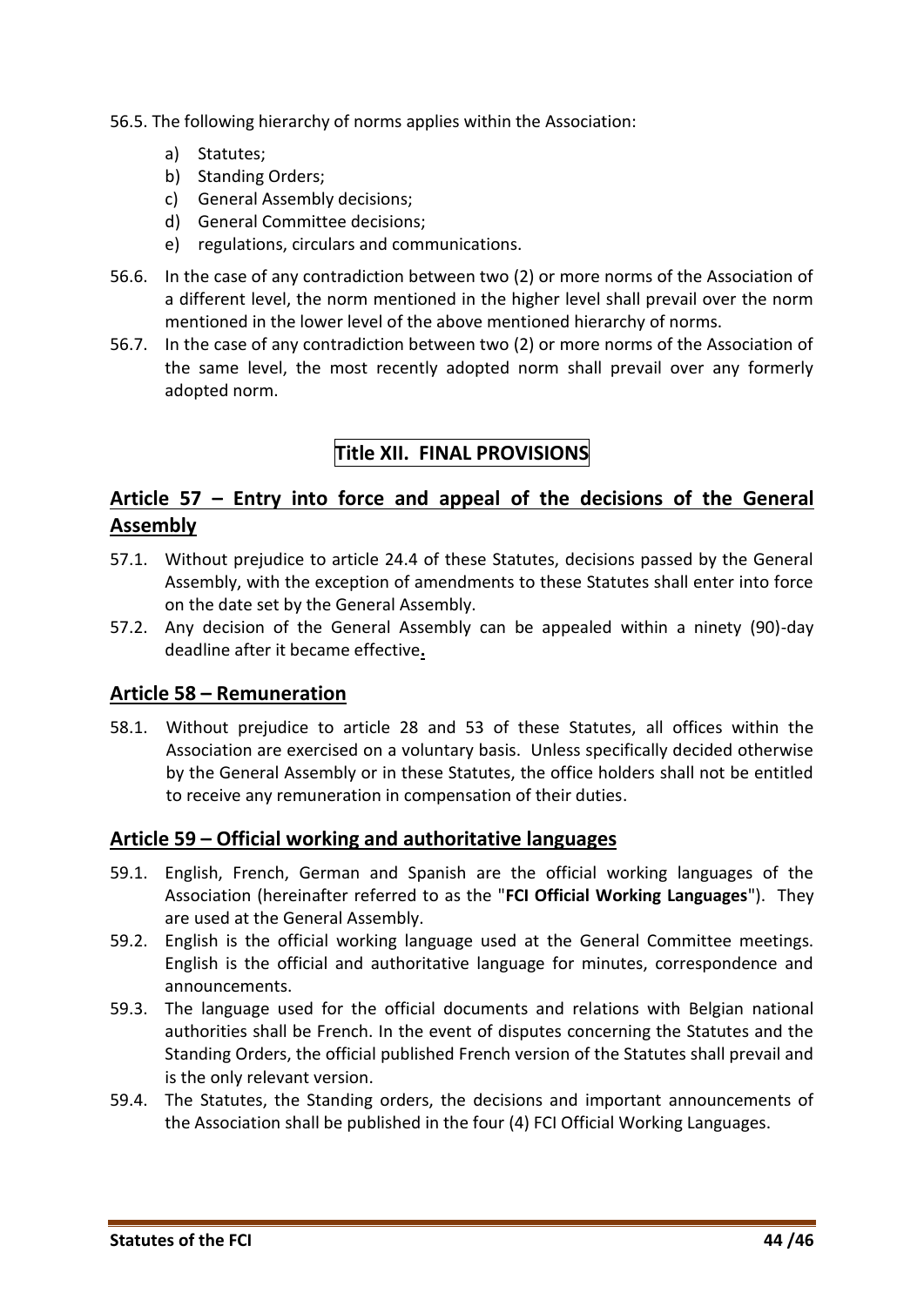56.5. The following hierarchy of norms applies within the Association:

a) Statutes;
b) Standing Orders;
c) General Assembly decisions;
d) General Committee decisions;
e) regulations, circulars and communications.

56.6. In the case of any contradiction between two (2) or more norms of the Association of a different level, the norm mentioned in the higher level shall prevail over the norm mentioned in the lower level of the above mentioned hierarchy of norms.

56.7. In the case of any contradiction between two (2) or more norms of the Association of the same level, the most recently adopted norm shall prevail over any formerly adopted norm.

# Title XII. FINAL PROVISIONS

## Article 57 – Entry into force and appeal of the decisions of the General Assembly

57.1. Without prejudice to article 24.4 of these Statutes, decisions passed by the General Assembly, with the exception of amendments to these Statutes shall enter into force on the date set by the General Assembly.

57.2. Any decision of the General Assembly can be appealed within a ninety (90)-day deadline after it became effective.

## Article 58 – Remuneration

58.1. Without prejudice to article 28 and 53 of these Statutes, all offices within the Association are exercised on a voluntary basis. Unless specifically decided otherwise by the General Assembly or in these Statutes, the office holders shall not be entitled to receive any remuneration in compensation of their duties.

## Article 59 – Official working and authoritative languages

59.1. English, French, German and Spanish are the official working languages of the Association (hereinafter referred to as the "**FCI Official Working Languages**"). They are used at the General Assembly.

59.2. English is the official working language used at the General Committee meetings. English is the official and authoritative language for minutes, correspondence and announcements.

59.3. The language used for the official documents and relations with Belgian national authorities shall be French. In the event of disputes concerning the Statutes and the Standing Orders, the official published French version of the Statutes shall prevail and is the only relevant version.

59.4. The Statutes, the Standing orders, the decisions and important announcements of the Association shall be published in the four (4) FCI Official Working Languages.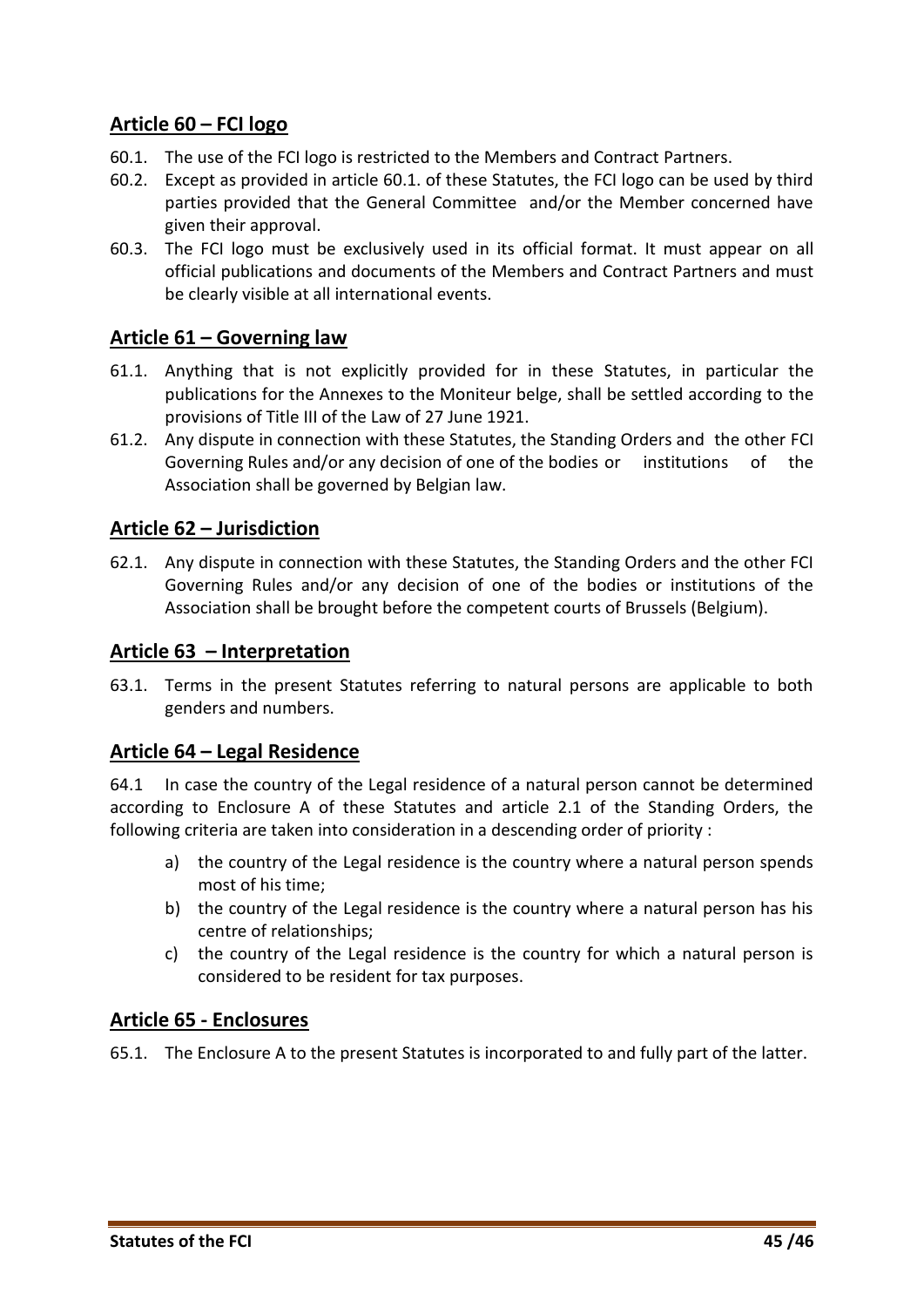## Article 60 – FCI logo

60.1. The use of the FCI logo is restricted to the Members and Contract Partners.

60.2. Except as provided in article 60.1. of these Statutes, the FCI logo can be used by third parties provided that the General Committee and/or the Member concerned have given their approval.

60.3. The FCI logo must be exclusively used in its official format. It must appear on all official publications and documents of the Members and Contract Partners and must be clearly visible at all international events.

## Article 61 – Governing law

61.1. Anything that is not explicitly provided for in these Statutes, in particular the publications for the Annexes to the Moniteur belge, shall be settled according to the provisions of Title III of the Law of 27 June 1921.

61.2. Any dispute in connection with these Statutes, the Standing Orders and the other FCI Governing Rules and/or any decision of one of the bodies or institutions of the Association shall be governed by Belgian law.

## Article 62 – Jurisdiction

62.1. Any dispute in connection with these Statutes, the Standing Orders and the other FCI Governing Rules and/or any decision of one of the bodies or institutions of the Association shall be brought before the competent courts of Brussels (Belgium).

## Article 63 – Interpretation

63.1. Terms in the present Statutes referring to natural persons are applicable to both genders and numbers.

## Article 64 – Legal Residence

64.1 In case the country of the Legal residence of a natural person cannot be determined according to Enclosure A of these Statutes and article 2.1 of the Standing Orders, the following criteria are taken into consideration in a descending order of priority :

a) the country of the Legal residence is the country where a natural person spends most of his time;
b) the country of the Legal residence is the country where a natural person has his centre of relationships;
c) the country of the Legal residence is the country for which a natural person is considered to be resident for tax purposes.

## Article 65 - Enclosures

65.1. The Enclosure A to the present Statutes is incorporated to and fully part of the latter.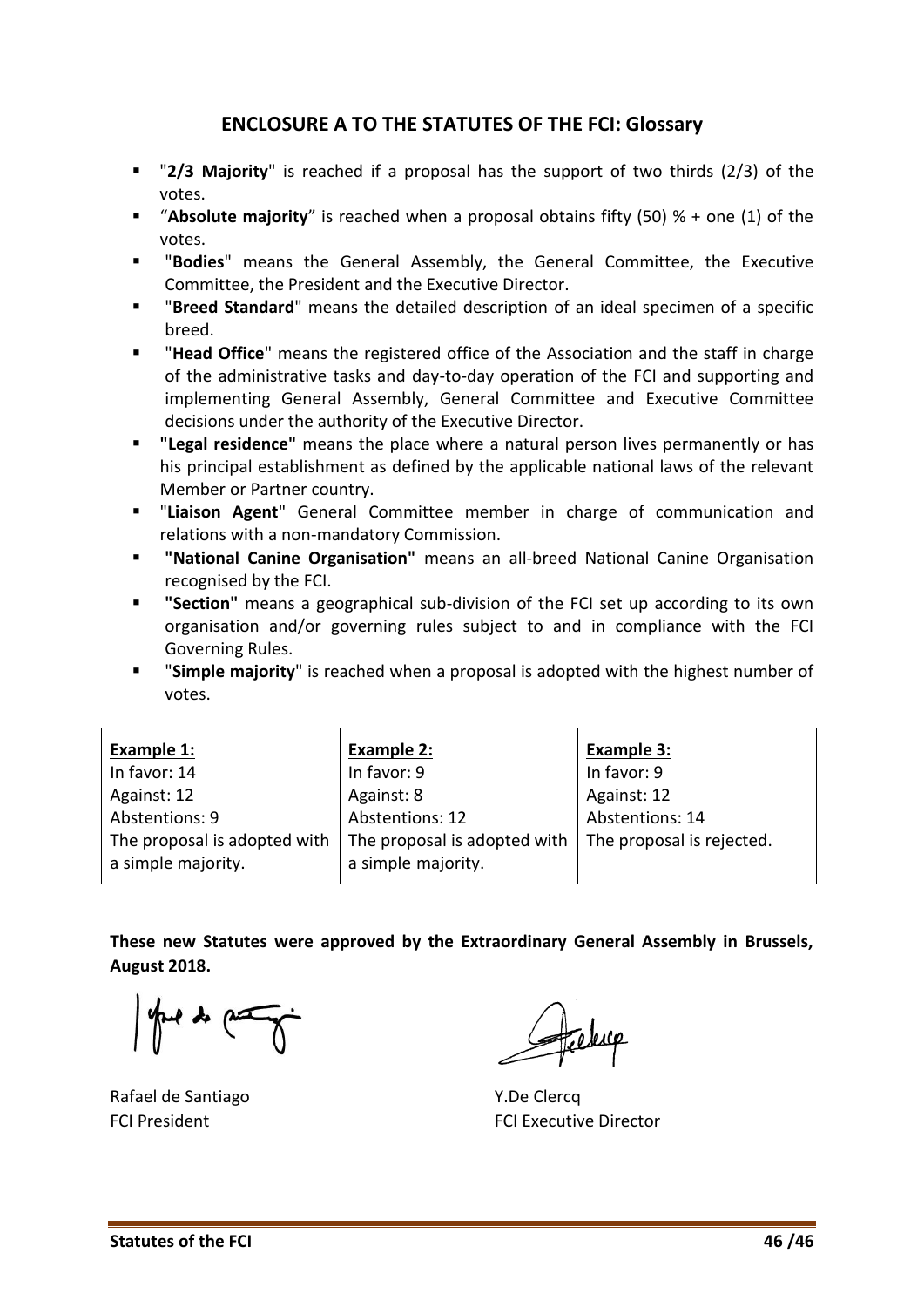## ENCLOSURE A TO THE STATUTES OF THE FCI: Glossary

- "**2/3 Majority**" is reached if a proposal has the support of two thirds (2/3) of the votes.
- "**Absolute majority**" is reached when a proposal obtains fifty (50) % + one (1) of the votes.
- "**Bodies**" means the General Assembly, the General Committee, the Executive Committee, the President and the Executive Director.
- "**Breed Standard**" means the detailed description of an ideal specimen of a specific breed.
- "**Head Office**" means the registered office of the Association and the staff in charge of the administrative tasks and day-to-day operation of the FCI and supporting and implementing General Assembly, General Committee and Executive Committee decisions under the authority of the Executive Director.
- **"Legal residence"** means the place where a natural person lives permanently or has his principal establishment as defined by the applicable national laws of the relevant Member or Partner country.
- "**Liaison Agent**" General Committee member in charge of communication and relations with a non-mandatory Commission.
- **"National Canine Organisation"** means an all-breed National Canine Organisation recognised by the FCI.
- **"Section"** means a geographical sub-division of the FCI set up according to its own organisation and/or governing rules subject to and in compliance with the FCI Governing Rules.
- "**Simple majority**" is reached when a proposal is adopted with the highest number of votes.

| | | |
|---|---|---|
| **Example 1:**<br>In favor: 14<br>Against: 12<br>Abstentions: 9<br>The proposal is adopted with a simple majority. | **Example 2:**<br>In favor: 9<br>Against: 8<br>Abstentions: 12<br>The proposal is adopted with a simple majority. | **Example 3:**<br>In favor: 9<br>Against: 12<br>Abstentions: 14<br>The proposal is rejected. |

**These new Statutes were approved by the Extraordinary General Assembly in Brussels, August 2018.**

Rafael de Santiago
FCI President

Y.De Clercq
FCI Executive Director